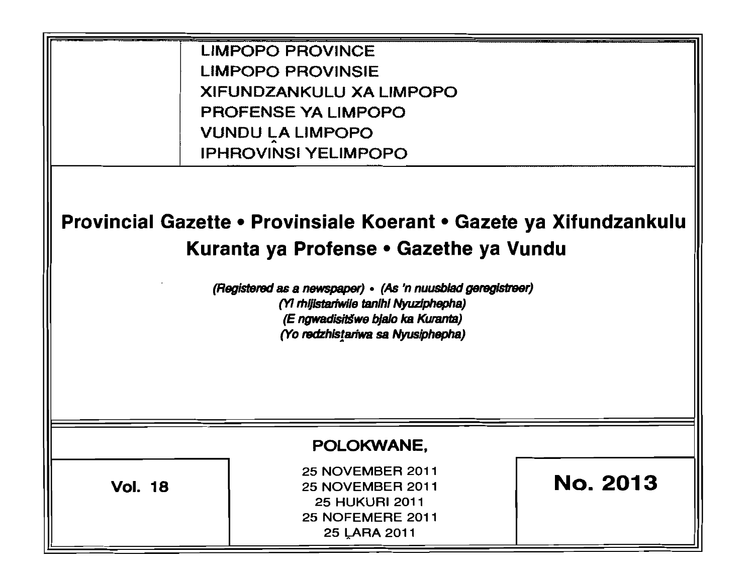LIMPOPO PROVINCE
LIMPOPO PROVINSIE
XIFUNDZANKULU XA LIMPOPO
PROFENSE YA LIMPOPO
VUNDU LA LIMPOPO
IPHROVINSI YELIMPOPO

# Provincial Gazette • Provinsiale Koerant • Gazete ya Xifundzankulu Kuranta ya Profense • Gazethe ya Vundu

*(Registered as a newspaper) • (As 'n nuusblad geregistreer)*
*(Yi rhijistariwile tanihi Nyuziphepha)*
*(E ngwadisitšwe bjalo ka Kuranta)*
*(Yo redzhistariwa sa Nyusiphepha)*

POLOKWANE,

**Vol. 18**

25 NOVEMBER 2011
25 NOVEMBER 2011
25 HUKURI 2011
25 NOFEMERE 2011
25 ḼARA 2011

**No. 2013**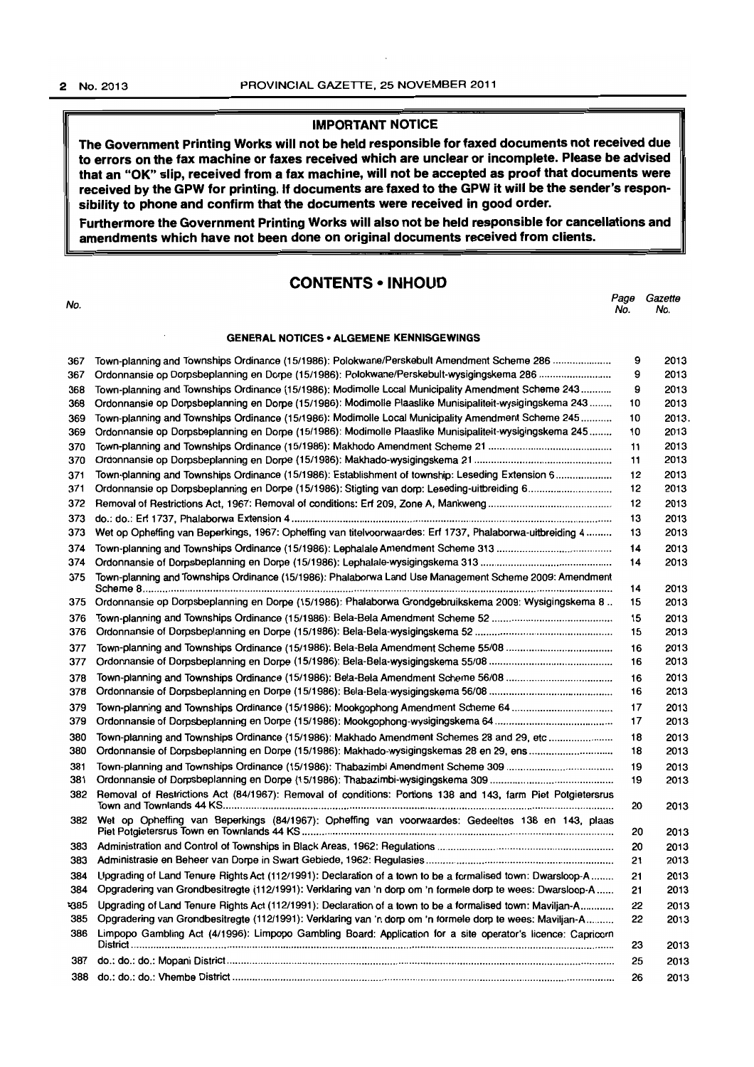## IMPORTANT NOTICE

**The Government Printing Works will not be held responsible for faxed documents not received due to errors on the fax machine or faxes received which are unclear or incomplete. Please be advised that an "OK" slip, received from a fax machine, will not be accepted as proof that documents were received by the GPW for printing. If documents are faxed to the GPW it will be the sender's responsibility to phone and confirm that the documents were received in good order.**

**Furthermore the Government Printing Works will also not be held responsible for cancellations and amendments which have not been done on original documents received from clients.**

## CONTENTS • INHOUD

### GENERAL NOTICES • ALGEMENE KENNISGEWINGS

| No. | | Page No. | Gazette No. |
|---|---|---|---|
| 367 | Town-planning and Townships Ordinance (15/1986): Polokwane/Perskebult Amendment Scheme 286 | 9 | 2013 |
| 367 | Ordonnansie op Dorpsbeplanning en Dorpe (15/1986): Polokwane/Perskebult-wysigingskema 286 | 9 | 2013 |
| 368 | Town-planning and Townships Ordinance (15/1986): Modimolle Local Municipality Amendment Scheme 243 | 9 | 2013 |
| 368 | Ordonnansie op Dorpsbeplanning en Dorpe (15/1986): Modimolle Plaaslike Munisipaliteit-wysigingskema 243 | 10 | 2013 |
| 369 | Town-planning and Townships Ordinance (15/1986): Modimolle Local Municipality Amendment Scheme 245 | 10 | 2013. |
| 369 | Ordonnansie op Dorpsbeplanning en Dorpe (15/1986): Modimolle Plaaslike Munisipaliteit-wysigingskema 245 | 10 | 2013 |
| 370 | Town-planning and Townships Ordinance (15/1986): Makhodo Amendment Scheme 21 | 11 | 2013 |
| 370 | Ordonnansie op Dorpsbeplanning en Dorpe (15/1986): Makhado-wysigingskema 21 | 11 | 2013 |
| 371 | Town-planning and Townships Ordinance (15/1986): Establishment of township: Leseding Extension 6 | 12 | 2013 |
| 371 | Ordonnansie op Dorpsbeplanning en Dorpe (15/1986): Stigting van dorp: Leseding-uitbreiding 6 | 12 | 2013 |
| 372 | Removal of Restrictions Act, 1967: Removal of conditions: Erf 209, Zone A, Mankweng | 12 | 2013 |
| 373 | do.: do.: Erf 1737, Phalaborwa Extension 4 | 13 | 2013 |
| 373 | Wet op Opheffing van Beperkings, 1967: Opheffing van titelvoorwaardes: Erf 1737, Phalaborwa-uitbreiding 4 | 13 | 2013 |
| 374 | Town-planning and Townships Ordinance (15/1986): Lephalale Amendment Scheme 313 | 14 | 2013 |
| 374 | Ordonnansie op Dorpsbeplanning en Dorpe (15/1986): Lephalale-wysigingskema 313 | 14 | 2013 |
| 375 | Town-planning and Townships Ordinance (15/1986): Phalaborwa Land Use Management Scheme 2009: Amendment Scheme 8 | 14 | 2013 |
| 375 | Ordonnansie op Dorpsbeplanning en Dorpe (15/1986): Phalaborwa Grondgebruikskema 2009: Wysigingskema 8 | 15 | 2013 |
| 376 | Town-planning and Townships Ordinance (15/1986): Bela-Bela Amendment Scheme 52 | 15 | 2013 |
| 376 | Ordonnansie of Dorpsbeplanning en Dorpe (15/1986): Bela-Bela-wysigingskema 52 | 15 | 2013 |
| 377 | Town-planning and Townships Ordinance (15/1986): Bela-Bela Amendment Scheme 55/08 | 16 | 2013 |
| 377 | Ordonnansie of Dorpsbeplanning en Dorpe (15/1986): Bela-Bela-wysigingskema 55/08 | 16 | 2013 |
| 378 | Town-planning and Townships Ordinance (15/1986): Bela-Bela Amendment Scheme 56/08 | 16 | 2013 |
| 378 | Ordonnansie of Dorpsbeplanning en Dorpe (15/1986): Bela-Bela-wysigingskema 56/08 | 16 | 2013 |
| 379 | Town-planning and Townships Ordinance (15/1986): Mookgophong Amendment Scheme 64 | 17 | 2013 |
| 379 | Ordonnansie of Dorpsbeplanning en Dorpe (15/1986): Mookgophong-wysigingskema 64 | 17 | 2013 |
| 380 | Town-planning and Townships Ordinance (15/1986): Makhado Amendment Schemes 28 and 29, etc | 18 | 2013 |
| 380 | Ordonnansie op Dorpsbeplanning en Dorpe (15/1986): Makhado-wysigingskemas 28 en 29, ens | 18 | 2013 |
| 381 | Town-planning and Townships Ordinance (15/1986): Thabazimbi Amendment Scheme 309 | 19 | 2013 |
| 381 | Ordonnansie of Dorpsbeplanning en Dorpe (15/1986): Thabazimbi-wysigingskema 309 | 19 | 2013 |
| 382 | Removal of Restrictions Act (84/1967): Removal of conditions: Portions 138 and 143, farm Piet Potgietersrus Town and Townlands 44 KS | 20 | 2013 |
| 382 | Wet op Opheffing van Beperkings (84/1967): Opheffing van voorwaardes: Gedeeltes 138 en 143, plaas Piet Potgietersrus Town en Townlands 44 KS | 20 | 2013 |
| 383 | Administration and Control of Townships in Black Areas, 1962: Regulations | 20 | 2013 |
| 383 | Administrasie en Beheer van Dorpe in Swart Gebiede, 1962: Regulasies | 21 | 2013 |
| 384 | Upgrading of Land Tenure Rights Act (112/1991): Declaration of a town to be a formalised town: Dwarsloop-A | 21 | 2013 |
| 384 | Opgradering van Grondbesitregte (112/1991): Verklaring van 'n dorp om 'n formele dorp te wees: Dwarsloop-A | 21 | 2013 |
| 385 | Upgrading of Land Tenure Rights Act (112/1991): Declaration of a town to be a formalised town: Maviljan-A | 22 | 2013 |
| 385 | Opgradering van Grondbesitregte (112/1991): Verklaring van 'n dorp om 'n formele dorp te wees: Maviljan-A | 22 | 2013 |
| 386 | Limpopo Gambling Act (4/1996): Limpopo Gambling Board: Application for a site operator's licence: Capricorn District | 23 | 2013 |
| 387 | do.: do.: do.: Mopani District | 25 | 2013 |
| 388 | do.: do.: do.: Vhembe District | 26 | 2013 |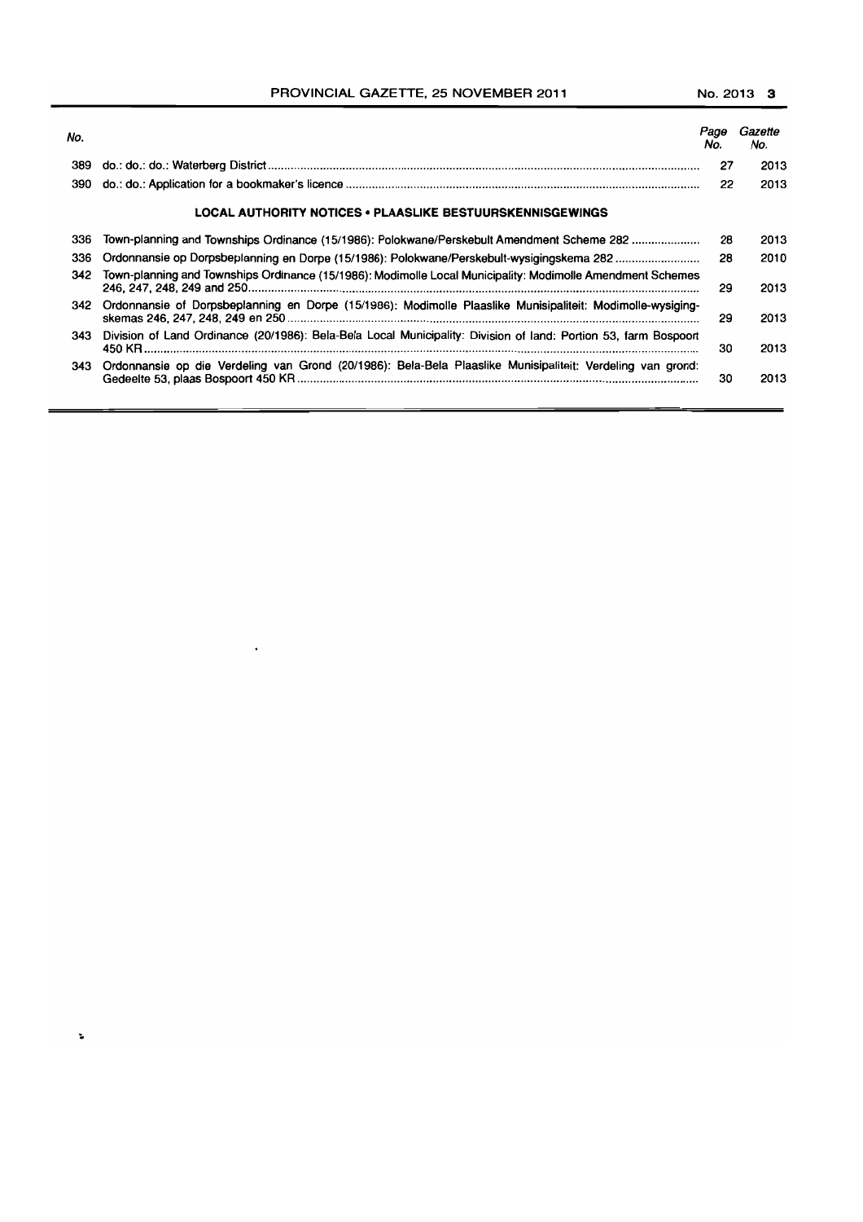| No. | | Page No. | Gazette No. |
|---|---|---|---|
| 389 | do.: do.: do.: Waterberg District | 27 | 2013 |
| 390 | do.: do.: Application for a bookmaker's licence | 22 | 2013 |

**LOCAL AUTHORITY NOTICES • PLAASLIKE BESTUURSKENNISGEWINGS**

| No. | | Page No. | Gazette No. |
|---|---|---|---|
| 336 | Town-planning and Townships Ordinance (15/1986): Polokwane/Perskebult Amendment Scheme 282 | 28 | 2013 |
| 336 | Ordonnansie op Dorpsbeplanning en Dorpe (15/1986): Polokwane/Perskebult-wysigingskema 282 | 28 | 2010 |
| 342 | Town-planning and Townships Ordinance (15/1986): Modimolle Local Municipality: Modimolle Amendment Schemes 246, 247, 248, 249 and 250 | 29 | 2013 |
| 342 | Ordonnansie of Dorpsbeplanning en Dorpe (15/1986): Modimolle Plaaslike Munisipaliteit: Modimolle-wysigingskemas 246, 247, 248, 249 en 250 | 29 | 2013 |
| 343 | Division of Land Ordinance (20/1986): Bela-Bela Local Municipality: Division of land: Portion 53, farm Bospoort 450 KR | 30 | 2013 |
| 343 | Ordonnansie op die Verdeling van Grond (20/1986): Bela-Bela Plaaslike Munisipaliteit: Verdeling van grond: Gedeelte 53, plaas Bospoort 450 KR | 30 | 2013 |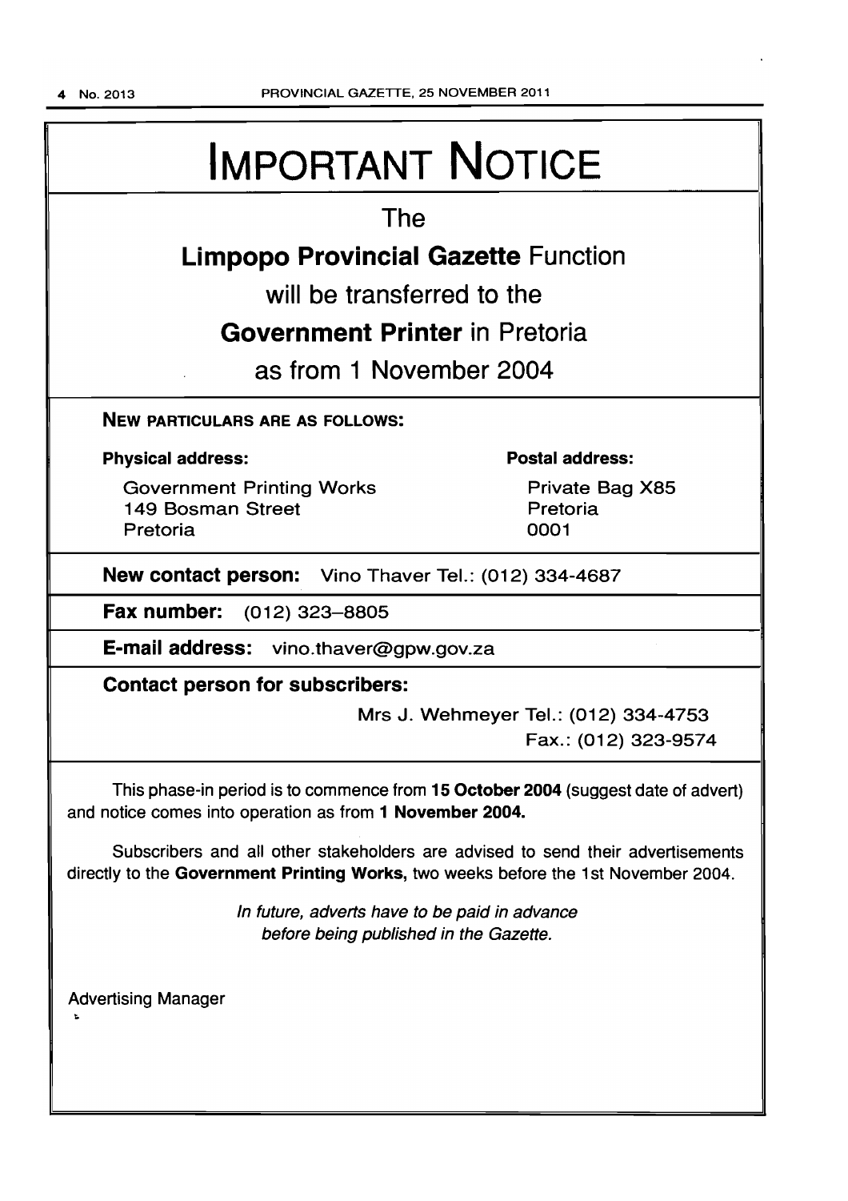# IMPORTANT NOTICE

## The

## **Limpopo Provincial Gazette** Function

## will be transferred to the

## **Government Printer** in Pretoria

## as from 1 November 2004

**NEW PARTICULARS ARE AS FOLLOWS:**

**Physical address:**

Government Printing Works
149 Bosman Street
Pretoria

**Postal address:**

Private Bag X85
Pretoria
0001

**New contact person:** Vino Thaver Tel.: (012) 334-4687

**Fax number:** (012) 323–8805

**E-mail address:** vino.thaver@gpw.gov.za

**Contact person for subscribers:**

Mrs J. Wehmeyer Tel.: (012) 334-4753
Fax.: (012) 323-9574

This phase-in period is to commence from **15 October 2004** (suggest date of advert) and notice comes into operation as from **1 November 2004.**

Subscribers and all other stakeholders are advised to send their advertisements directly to the **Government Printing Works,** two weeks before the 1st November 2004.

*In future, adverts have to be paid in advance before being published in the Gazette.*

Advertising Manager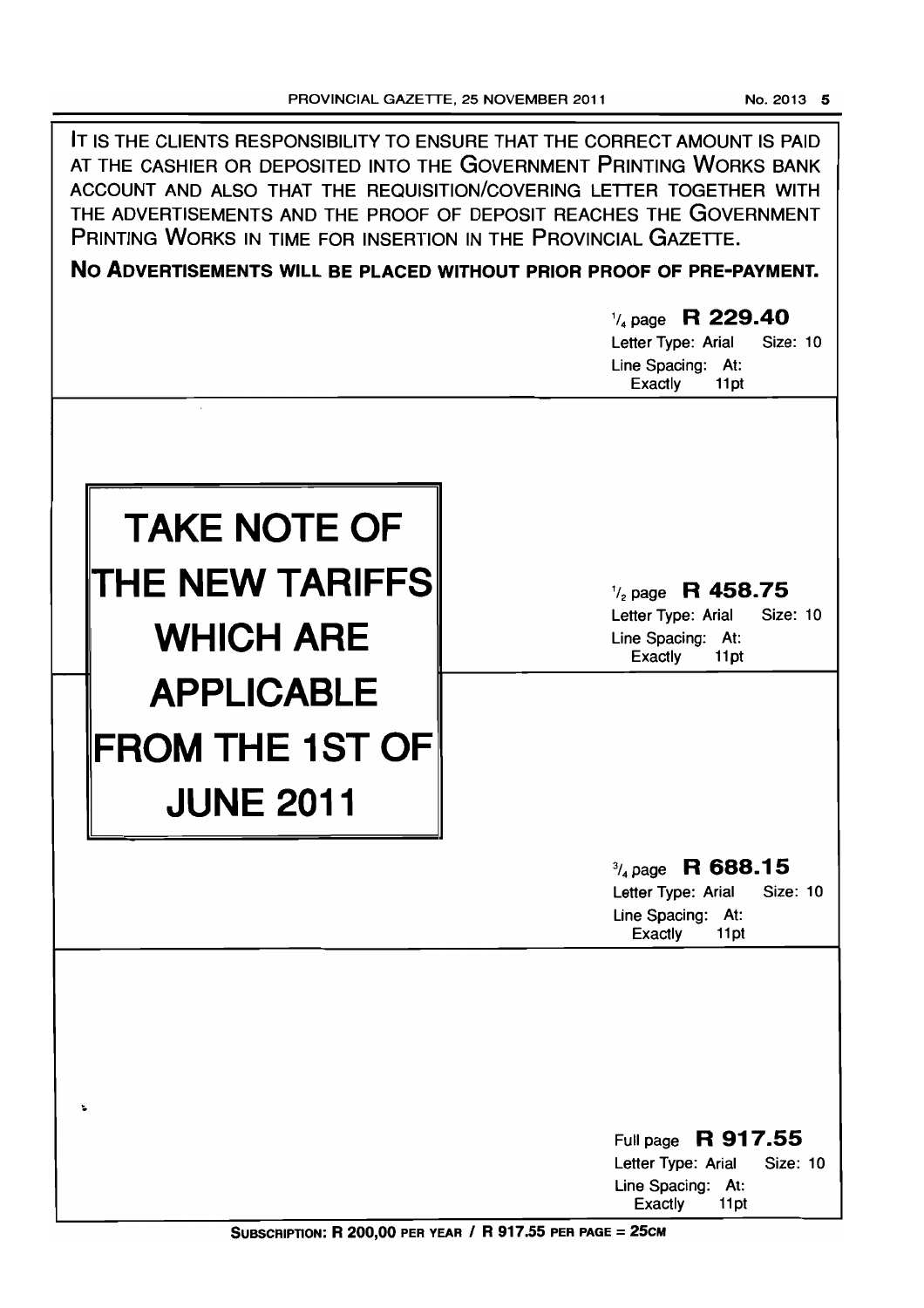IT IS THE CLIENTS RESPONSIBILITY TO ENSURE THAT THE CORRECT AMOUNT IS PAID AT THE CASHIER OR DEPOSITED INTO THE GOVERNMENT PRINTING WORKS BANK ACCOUNT AND ALSO THAT THE REQUISITION/COVERING LETTER TOGETHER WITH THE ADVERTISEMENTS AND THE PROOF OF DEPOSIT REACHES THE GOVERNMENT PRINTING WORKS IN TIME FOR INSERTION IN THE PROVINCIAL GAZETTE.

**NO ADVERTISEMENTS WILL BE PLACED WITHOUT PRIOR PROOF OF PRE-PAYMENT.**

$^{1}/_{4}$ page **R 229.40**
Letter Type: Arial Size: 10
Line Spacing: At: Exactly 11pt

# TAKE NOTE OF THE NEW TARIFFS WHICH ARE APPLICABLE FROM THE 1ST OF JUNE 2011

$^{1}/_{2}$ page **R 458.75**
Letter Type: Arial Size: 10
Line Spacing: At: Exactly 11pt

$^{3}/_{4}$ page **R 688.15**
Letter Type: Arial Size: 10
Line Spacing: At: Exactly 11pt

Full page **R 917.55**
Letter Type: Arial Size: 10
Line Spacing: At: Exactly 11pt

**SUBSCRIPTION: R 200,00 PER YEAR / R 917.55 PER PAGE = 25CM**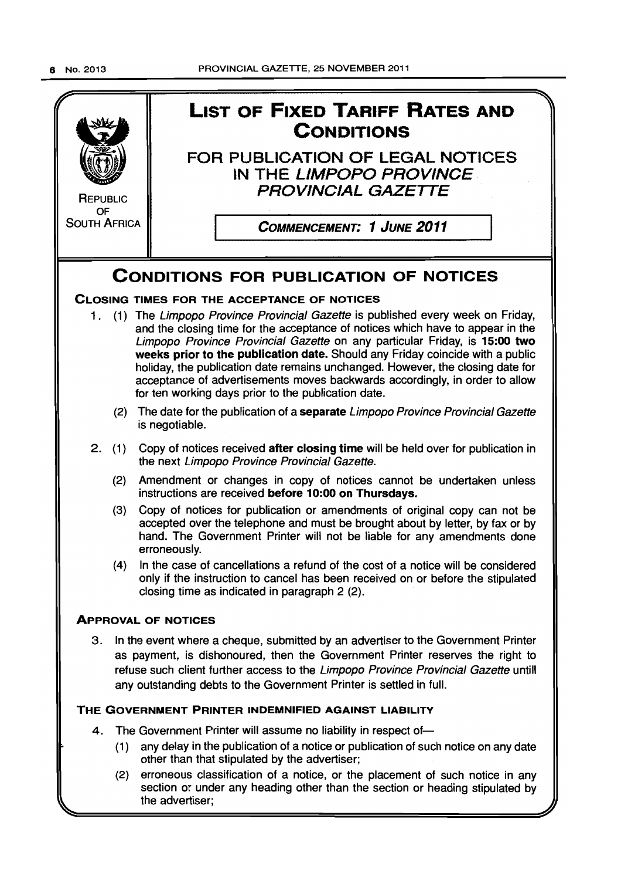# LIST OF FIXED TARIFF RATES AND CONDITIONS

## FOR PUBLICATION OF LEGAL NOTICES IN THE *LIMPOPO PROVINCE PROVINCIAL GAZETTE*

REPUBLIC OF SOUTH AFRICA

**COMMENCEMENT: 1 JUNE 2011**

## CONDITIONS FOR PUBLICATION OF NOTICES

### CLOSING TIMES FOR THE ACCEPTANCE OF NOTICES

1. (1) The *Limpopo Province Provincial Gazette* is published every week on Friday, and the closing time for the acceptance of notices which have to appear in the *Limpopo Province Provincial Gazette* on any particular Friday, is **15:00 two weeks prior to the publication date.** Should any Friday coincide with a public holiday, the publication date remains unchanged. However, the closing date for acceptance of advertisements moves backwards accordingly, in order to allow for ten working days prior to the publication date.

   (2) The date for the publication of a **separate** *Limpopo Province Provincial Gazette* is negotiable.

2. (1) Copy of notices received **after closing time** will be held over for publication in the next *Limpopo Province Provincial Gazette.*

   (2) Amendment or changes in copy of notices cannot be undertaken unless instructions are received **before 10:00 on Thursdays.**

   (3) Copy of notices for publication or amendments of original copy can not be accepted over the telephone and must be brought about by letter, by fax or by hand. The Government Printer will not be liable for any amendments done erroneously.

   (4) In the case of cancellations a refund of the cost of a notice will be considered only if the instruction to cancel has been received on or before the stipulated closing time as indicated in paragraph 2 (2).

### APPROVAL OF NOTICES

3. In the event where a cheque, submitted by an advertiser to the Government Printer as payment, is dishonoured, then the Government Printer reserves the right to refuse such client further access to the *Limpopo Province Provincial Gazette* untill any outstanding debts to the Government Printer is settled in full.

### THE GOVERNMENT PRINTER INDEMNIFIED AGAINST LIABILITY

4. The Government Printer will assume no liability in respect of—

   (1) any delay in the publication of a notice or publication of such notice on any date other than that stipulated by the advertiser;

   (2) erroneous classification of a notice, or the placement of such notice in any section or under any heading other than the section or heading stipulated by the advertiser;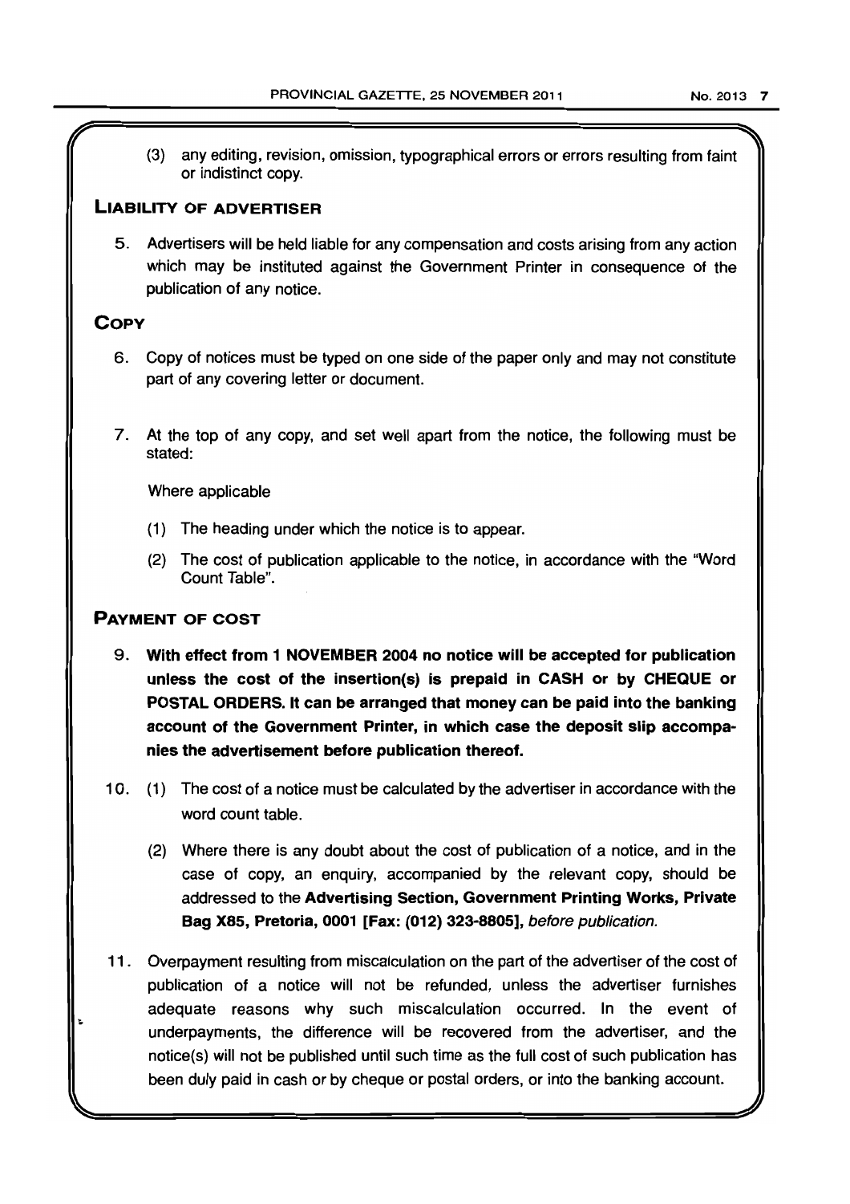(3) any editing, revision, omission, typographical errors or errors resulting from faint or indistinct copy.

## LIABILITY OF ADVERTISER

5. Advertisers will be held liable for any compensation and costs arising from any action which may be instituted against the Government Printer in consequence of the publication of any notice.

## COPY

6. Copy of notices must be typed on one side of the paper only and may not constitute part of any covering letter or document.

7. At the top of any copy, and set well apart from the notice, the following must be stated:

   Where applicable

   (1) The heading under which the notice is to appear.

   (2) The cost of publication applicable to the notice, in accordance with the "Word Count Table".

## PAYMENT OF COST

9. **With effect from 1 NOVEMBER 2004 no notice will be accepted for publication unless the cost of the insertion(s) is prepaid in CASH or by CHEQUE or POSTAL ORDERS. It can be arranged that money can be paid into the banking account of the Government Printer, in which case the deposit slip accompanies the advertisement before publication thereof.**

10. (1) The cost of a notice must be calculated by the advertiser in accordance with the word count table.

    (2) Where there is any doubt about the cost of publication of a notice, and in the case of copy, an enquiry, accompanied by the relevant copy, should be addressed to the **Advertising Section, Government Printing Works, Private Bag X85, Pretoria, 0001 [Fax: (012) 323-8805],** *before publication.*

11. Overpayment resulting from miscalculation on the part of the advertiser of the cost of publication of a notice will not be refunded, unless the advertiser furnishes adequate reasons why such miscalculation occurred. In the event of underpayments, the difference will be recovered from the advertiser, and the notice(s) will not be published until such time as the full cost of such publication has been duly paid in cash or by cheque or postal orders, or into the banking account.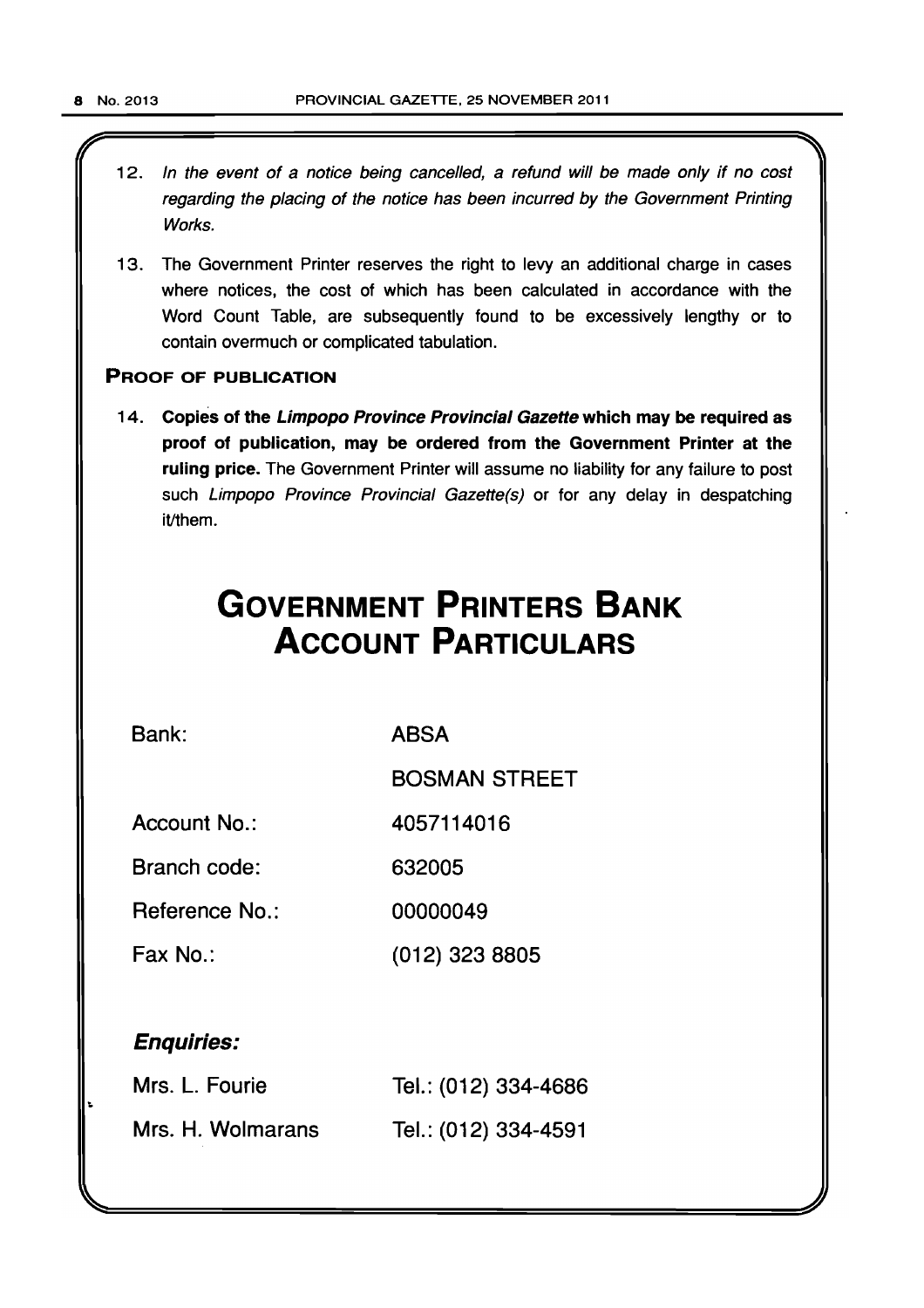12. *In the event of a notice being cancelled, a refund will be made only if no cost regarding the placing of the notice has been incurred by the Government Printing Works.*

13. The Government Printer reserves the right to levy an additional charge in cases where notices, the cost of which has been calculated in accordance with the Word Count Table, are subsequently found to be excessively lengthy or to contain overmuch or complicated tabulation.

**PROOF OF PUBLICATION**

14. **Copies of the *Limpopo Province Provincial Gazette* which may be required as proof of publication, may be ordered from the Government Printer at the ruling price.** The Government Printer will assume no liability for any failure to post such *Limpopo Province Provincial Gazette(s)* or for any delay in despatching it/them.

# GOVERNMENT PRINTERS BANK ACCOUNT PARTICULARS

| | |
|---|---|
| Bank: | ABSA |
| | BOSMAN STREET |
| Account No.: | 4057114016 |
| Branch code: | 632005 |
| Reference No.: | 00000049 |
| Fax No.: | (012) 323 8805 |

***Enquiries:***

| | |
|---|---|
| Mrs. L. Fourie | Tel.: (012) 334-4686 |
| Mrs. H. Wolmarans | Tel.: (012) 334-4591 |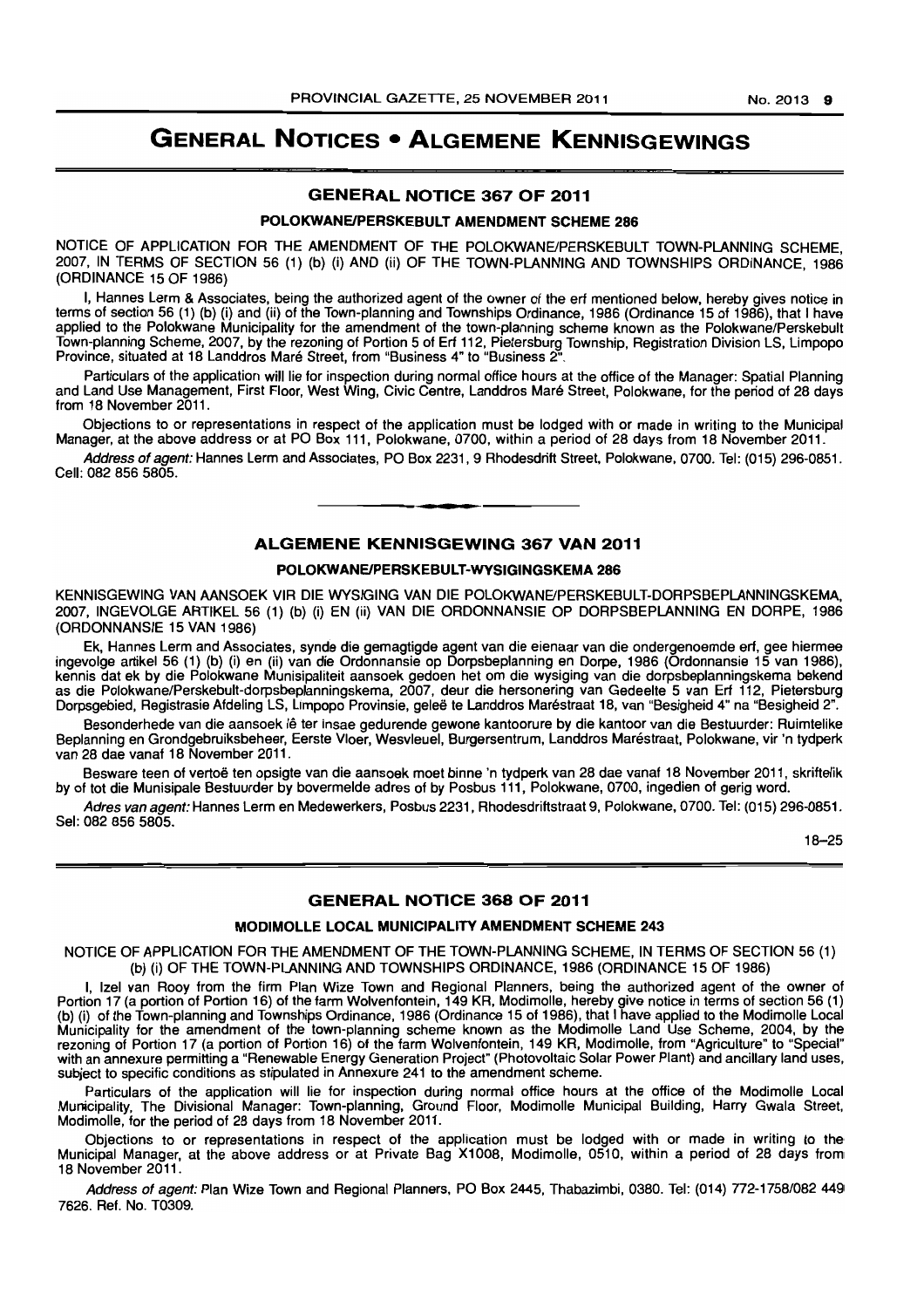# GENERAL NOTICES • ALGEMENE KENNISGEWINGS

## GENERAL NOTICE 367 OF 2011

### POLOKWANE/PERSKEBULT AMENDMENT SCHEME 286

NOTICE OF APPLICATION FOR THE AMENDMENT OF THE POLOKWANE/PERSKEBULT TOWN-PLANNING SCHEME, 2007, IN TERMS OF SECTION 56 (1) (b) (i) AND (ii) OF THE TOWN-PLANNING AND TOWNSHIPS ORDINANCE, 1986 (ORDINANCE 15 OF 1986)

I, Hannes Lerm & Associates, being the authorized agent of the owner of the erf mentioned below, hereby gives notice in terms of section 56 (1) (b) (i) and (ii) of the Town-planning and Townships Ordinance, 1986 (Ordinance 15 of 1986), that I have applied to the Polokwane Municipality for the amendment of the town-planning scheme known as the Polokwane/Perskebult Town-planning Scheme, 2007, by the rezoning of Portion 5 of Erf 112, Pietersburg Township, Registration Division LS, Limpopo Province, situated at 18 Landdros Maré Street, from "Business 4" to "Business 2".

Particulars of the application will lie for inspection during normal office hours at the office of the Manager: Spatial Planning and Land Use Management, First Floor, West Wing, Civic Centre, Landdros Maré Street, Polokwane, for the period of 28 days from 18 November 2011.

Objections to or representations in respect of the application must be lodged with or made in writing to the Municipal Manager, at the above address or at PO Box 111, Polokwane, 0700, within a period of 28 days from 18 November 2011.

*Address of agent:* Hannes Lerm and Associates, PO Box 2231, 9 Rhodesdrift Street, Polokwane, 0700. Tel: (015) 296-0851. Cell: 082 856 5805.

---

## ALGEMENE KENNISGEWING 367 VAN 2011

### POLOKWANE/PERSKEBULT-WYSIGINGSKEMA 286

KENNISGEWING VAN AANSOEK VIR DIE WYSIGING VAN DIE POLOKWANE/PERSKEBULT-DORPSBEPLANNINGSKEMA, 2007, INGEVOLGE ARTIKEL 56 (1) (b) (i) EN (ii) VAN DIE ORDONNANSIE OP DORPSBEPLANNING EN DORPE, 1986 (ORDONNANSIE 15 VAN 1986)

Ek, Hannes Lerm and Associates, synde die gemagtigde agent van die eienaar van die ondergenoemde erf, gee hiermee ingevolge artikel 56 (1) (b) (i) en (ii) van die Ordonnansie op Dorpsbeplanning en Dorpe, 1986 (Ordonnansie 15 van 1986), kennis dat ek by die Polokwane Munisipaliteit aansoek gedoen het om die wysiging van die dorpsbeplanningskema bekend as die Polokwane/Perskebult-dorpsbeplanningskema, 2007, deur die hersonering van Gedeelte 5 van Erf 112, Pietersburg Dorpsgebied, Registrasie Afdeling LS, Limpopo Provinsie, geleë te Landdros Maréstraat 18, van "Besigheid 4" na "Besigheid 2".

Besonderhede van die aansoek lê ter insae gedurende gewone kantoorure by die kantoor van die Bestuurder: Ruimtelike Beplanning en Grondgebruiksbeheer, Eerste Vloer, Wesvleuel, Burgersentrum, Landdros Maréstraat, Polokwane, vir 'n tydperk van 28 dae vanaf 18 November 2011.

Besware teen of vertoë ten opsigte van die aansoek moet binne 'n tydperk van 28 dae vanaf 18 November 2011, skriftelik by of tot die Munisipale Bestuurder by bovermelde adres of by Posbus 111, Polokwane, 0700, ingedien of gerig word.

*Adres van agent:* Hannes Lerm en Medewerkers, Posbus 2231, Rhodesdriftstraat 9, Polokwane, 0700. Tel: (015) 296-0851. Sel: 082 856 5805.

18–25

---

## GENERAL NOTICE 368 OF 2011

### MODIMOLLE LOCAL MUNICIPALITY AMENDMENT SCHEME 243

NOTICE OF APPLICATION FOR THE AMENDMENT OF THE TOWN-PLANNING SCHEME, IN TERMS OF SECTION 56 (1) (b) (i) OF THE TOWN-PLANNING AND TOWNSHIPS ORDINANCE, 1986 (ORDINANCE 15 OF 1986)

I, Izel van Rooy from the firm Plan Wize Town and Regional Planners, being the authorized agent of the owner of Portion 17 (a portion of Portion 16) of the farm Wolvenfontein, 149 KR, Modimolle, hereby give notice in terms of section 56 (1) (b) (i) of the Town-planning and Townships Ordinance, 1986 (Ordinance 15 of 1986), that I have applied to the Modimolle Local Municipality for the amendment of the town-planning scheme known as the Modimolle Land Use Scheme, 2004, by the rezoning of Portion 17 (a portion of Portion 16) of the farm Wolvenfontein, 149 KR, Modimolle, from "Agriculture" to "Special" with an annexure permitting a "Renewable Energy Generation Project" (Photovoltaic Solar Power Plant) and ancillary land uses, subject to specific conditions as stipulated in Annexure 241 to the amendment scheme.

Particulars of the application will lie for inspection during normal office hours at the office of the Modimolle Local Municipality, The Divisional Manager: Town-planning, Ground Floor, Modimolle Municipal Building, Harry Gwala Street, Modimolle, for the period of 28 days from 18 November 2011.

Objections to or representations in respect of the application must be lodged with or made in writing to the Municipal Manager, at the above address or at Private Bag X1008, Modimolle, 0510, within a period of 28 days from 18 November 2011.

*Address of agent:* Plan Wize Town and Regional Planners, PO Box 2445, Thabazimbi, 0380. Tel: (014) 772-1758/082 449 7626. Ref. No. T0309.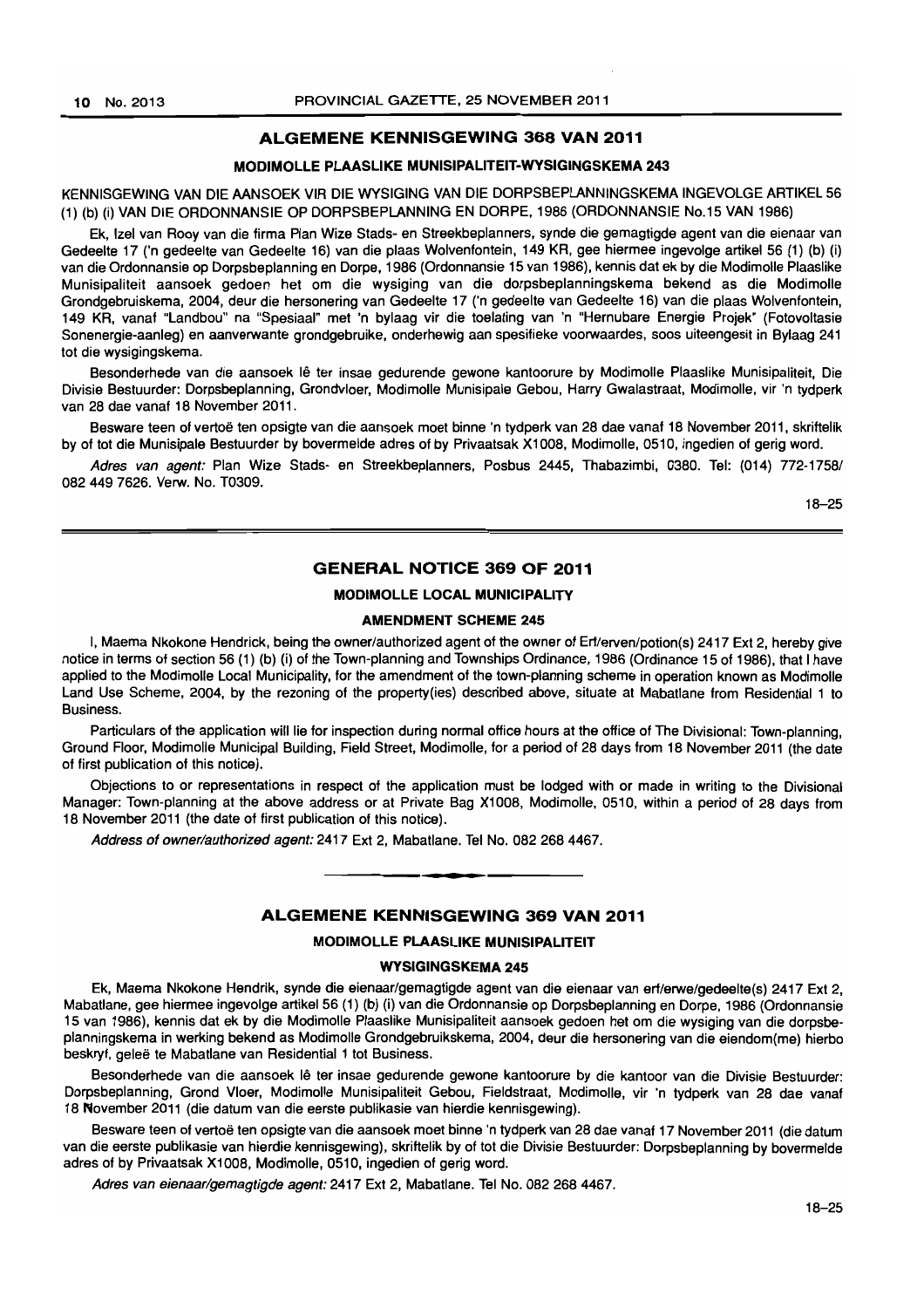## ALGEMENE KENNISGEWING 368 VAN 2011

### MODIMOLLE PLAASLIKE MUNISIPALITEIT-WYSIGINGSKEMA 243

KENNISGEWING VAN DIE AANSOEK VIR DIE WYSIGING VAN DIE DORPSBEPLANNINGSKEMA INGEVOLGE ARTIKEL 56 (1) (b) (i) VAN DIE ORDONNANSIE OP DORPSBEPLANNING EN DORPE, 1986 (ORDONNANSIE No.15 VAN 1986)

Ek, Izel van Rooy van die firma Plan Wize Stads- en Streekbeplanners, synde die gemagtigde agent van die eienaar van Gedeelte 17 ('n gedeelte van Gedeelte 16) van die plaas Wolvenfontein, 149 KR, gee hiermee ingevolge artikel 56 (1) (b) (i) van die Ordonnansie op Dorpsbeplanning en Dorpe, 1986 (Ordonnansie 15 van 1986), kennis dat ek by die Modimolle Plaaslike Munisipaliteit aansoek gedoen het om die wysiging van die dorpsbeplanningskema bekend as die Modimolle Grondgebruiskema, 2004, deur die hersonering van Gedeelte 17 ('n gedeelte van Gedeelte 16) van die plaas Wolvenfontein, 149 KR, vanaf "Landbou" na "Spesiaal" met 'n bylaag vir die toelating van 'n "Hernubare Energie Projek" (Fotovoltasie Sonenergie-aanleg) en aanverwante grondgebruike, onderhewig aan spesifieke voorwaardes, soos uiteengesit in Bylaag 241 tot die wysigingskema.

Besonderhede van die aansoek lê ter insae gedurende gewone kantoorure by Modimolle Plaaslike Munisipaliteit, Die Divisie Bestuurder: Dorpsbeplanning, Grondvloer, Modimolle Munisipale Gebou, Harry Gwalastraat, Modimolle, vir 'n tydperk van 28 dae vanaf 18 November 2011.

Besware teen of vertoë ten opsigte van die aansoek moet binne 'n tydperk van 28 dae vanaf 18 November 2011, skriftelik by of tot die Munisipale Bestuurder by bovermelde adres of by Privaatsak X1008, Modimolle, 0510, ingedien of gerig word.

*Adres van agent:* Plan Wize Stads- en Streekbeplanners, Posbus 2445, Thabazimbi, 0380. Tel: (014) 772-1758/ 082 449 7626. Verw. No. T0309.

18–25

## GENERAL NOTICE 369 OF 2011

### MODIMOLLE LOCAL MUNICIPALITY

### AMENDMENT SCHEME 245

I, Maema Nkokone Hendrick, being the owner/authorized agent of the owner of Erf/erven/potion(s) 2417 Ext 2, hereby give notice in terms of section 56 (1) (b) (i) of the Town-planning and Townships Ordinance, 1986 (Ordinance 15 of 1986), that I have applied to the Modimolle Local Municipality, for the amendment of the town-planning scheme in operation known as Modimolle Land Use Scheme, 2004, by the rezoning of the property(ies) described above, situate at Mabatlane from Residential 1 to Business.

Particulars of the application will lie for inspection during normal office hours at the office of The Divisional: Town-planning, Ground Floor, Modimolle Municipal Building, Field Street, Modimolle, for a period of 28 days from 18 November 2011 (the date of first publication of this notice).

Objections to or representations in respect of the application must be lodged with or made in writing to the Divisional Manager: Town-planning at the above address or at Private Bag X1008, Modimolle, 0510, within a period of 28 days from 18 November 2011 (the date of first publication of this notice).

*Address of owner/authorized agent:* 2417 Ext 2, Mabatlane. Tel No. 082 268 4467.

## ALGEMENE KENNISGEWING 369 VAN 2011

### MODIMOLLE PLAASLIKE MUNISIPALITEIT

### WYSIGINGSKEMA 245

Ek, Maema Nkokone Hendrik, synde die eienaar/gemagtigde agent van die eienaar van erf/erwe/gedeelte(s) 2417 Ext 2, Mabatlane, gee hiermee ingevolge artikel 56 (1) (b) (i) van die Ordonnansie op Dorpsbeplanning en Dorpe, 1986 (Ordonnansie 15 van 1986), kennis dat ek by die Modimolle Plaaslike Munisipaliteit aansoek gedoen het om die wysiging van die dorpsbeplanningskema in werking bekend as Modimolle Grondgebruikskema, 2004, deur die hersonering van die eiendom(me) hierbo beskryf, geleë te Mabatlane van Residential 1 tot Business.

Besonderhede van die aansoek lê ter insae gedurende gewone kantoorure by die kantoor van die Divisie Bestuurder: Dorpsbeplanning, Grond Vloer, Modimolle Munisipaliteit Gebou, Fieldstraat, Modimolle, vir 'n tydperk van 28 dae vanaf 18 November 2011 (die datum van die eerste publikasie van hierdie kennisgewing).

Besware teen of vertoë ten opsigte van die aansoek moet binne 'n tydperk van 28 dae vanaf 17 November 2011 (die datum van die eerste publikasie van hierdie kennisgewing), skriftelik by of tot die Divisie Bestuurder: Dorpsbeplanning by bovermelde adres of by Privaatsak X1008, Modimolle, 0510, ingedien of gerig word.

*Adres van eienaar/gemagtigde agent:* 2417 Ext 2, Mabatlane. Tel No. 082 268 4467.

18–25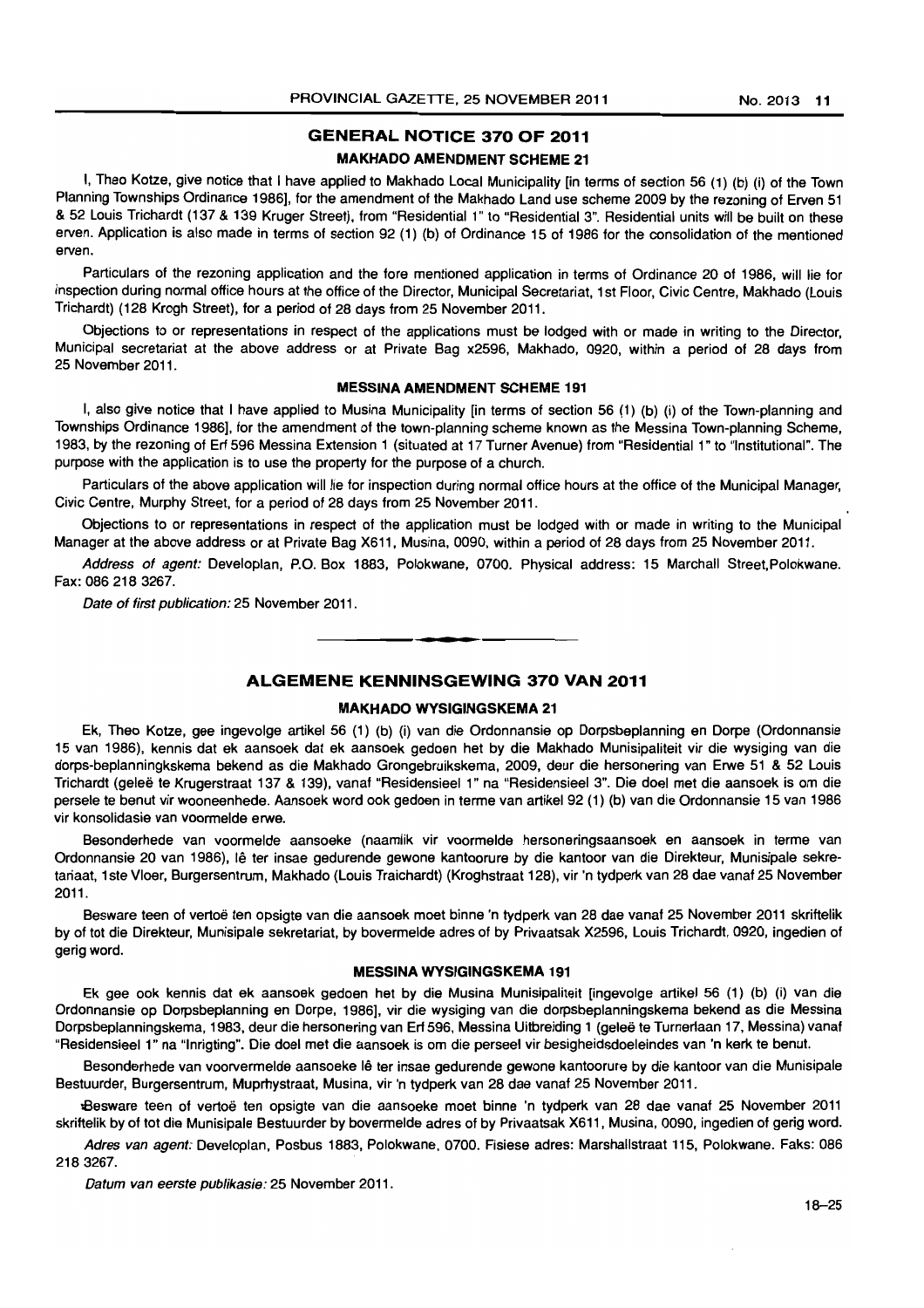## GENERAL NOTICE 370 OF 2011

### MAKHADO AMENDMENT SCHEME 21

I, Theo Kotze, give notice that I have applied to Makhado Local Municipality [in terms of section 56 (1) (b) (i) of the Town Planning Townships Ordinance 1986], for the amendment of the Makhado Land use scheme 2009 by the rezoning of Erven 51 & 52 Louis Trichardt (137 & 139 Kruger Street), from "Residential 1" to "Residential 3". Residential units will be built on these erven. Application is also made in terms of section 92 (1) (b) of Ordinance 15 of 1986 for the consolidation of the mentioned erven.

Particulars of the rezoning application and the fore mentioned application in terms of Ordinance 20 of 1986, will lie for inspection during normal office hours at the office of the Director, Municipal Secretariat, 1st Floor, Civic Centre, Makhado (Louis Trichardt) (128 Krogh Street), for a period of 28 days from 25 November 2011.

Objections to or representations in respect of the applications must be lodged with or made in writing to the Director, Municipal secretariat at the above address or at Private Bag x2596, Makhado, 0920, within a period of 28 days from 25 November 2011.

### MESSINA AMENDMENT SCHEME 191

I, also give notice that I have applied to Musina Municipality [in terms of section 56 (1) (b) (i) of the Town-planning and Townships Ordinance 1986], for the amendment of the town-planning scheme known as the Messina Town-planning Scheme, 1983, by the rezoning of Erf 596 Messina Extension 1 (situated at 17 Turner Avenue) from "Residential 1" to "Institutional". The purpose with the application is to use the property for the purpose of a church.

Particulars of the above application will lie for inspection during normal office hours at the office of the Municipal Manager, Civic Centre, Murphy Street, for a period of 28 days from 25 November 2011.

Objections to or representations in respect of the application must be lodged with or made in writing to the Municipal Manager at the above address or at Private Bag X611, Musina, 0090, within a period of 28 days from 25 November 2011.

*Address of agent:* Developlan, P.O. Box 1883, Polokwane, 0700. Physical address: 15 Marchall Street,Polokwane. Fax: 086 218 3267.

*Date of first publication:* 25 November 2011.

---

## ALGEMENE KENNINSGEWING 370 VAN 2011

### MAKHADO WYSIGINGSKEMA 21

Ek, Theo Kotze, gee ingevolge artikel 56 (1) (b) (i) van die Ordonnansie op Dorpsbeplanning en Dorpe (Ordonnansie 15 van 1986), kennis dat ek aansoek dat ek aansoek gedoen het by die Makhado Munisipaliteit vir die wysiging van die dorps-beplanningkskema bekend as die Makhado Grongebruikskema, 2009, deur die hersonering van Erwe 51 & 52 Louis Trichardt (geleë te Krugerstraat 137 & 139), vanaf "Residensieel 1" na "Residensieel 3". Die doel met die aansoek is om die persele te benut vir wooneenhede. Aansoek word ook gedoen in terme van artikel 92 (1) (b) van die Ordonnansie 15 van 1986 vir konsolidasie van voormelde erwe.

Besonderhede van voormelde aansoeke (naamlik vir voormelde hersoneringsaansoek en aansoek in terme van Ordonnansie 20 van 1986), lê ter insae gedurende gewone kantoorure by die kantoor van die Direkteur, Munisipale sekretariaat, 1ste Vloer, Burgersentrum, Makhado (Louis Traichardt) (Kroghstraat 128), vir 'n tydperk van 28 dae vanaf 25 November 2011.

Besware teen of vertoë ten opsigte van die aansoek moet binne 'n tydperk van 28 dae vanaf 25 November 2011 skriftelik by of tot die Direkteur, Munisipale sekretariat, by bovermelde adres of by Privaatsak X2596, Louis Trichardt, 0920, ingedien of gerig word.

### MESSINA WYSIGINGSKEMA 191

Ek gee ook kennis dat ek aansoek gedoen het by die Musina Munisipaliteit [ingevolge artikel 56 (1) (b) (i) van die Ordonnansie op Dorpsbeplanning en Dorpe, 1986], vir die wysiging van die dorpsbeplanningskema bekend as die Messina Dorpsbeplanningskema, 1983, deur die hersonering van Erf 596, Messina Uitbreiding 1 (geleë te Turnerlaan 17, Messina) vanaf "Residensieel 1" na "Inrigting". Die doel met die aansoek is om die perseel vir besigheidsdoeleindes van 'n kerk te benut.

Besonderhede van voorvermelde aansoeke lê ter insae gedurende gewone kantoorure by die kantoor van die Munisipale Bestuurder, Burgersentrum, Muprhystraat, Musina, vir 'n tydperk van 28 dae vanaf 25 November 2011.

Besware teen of vertoë ten opsigte van die aansoeke moet binne 'n tydperk van 28 dae vanaf 25 November 2011 skriftelik by of tot die Munisipale Bestuurder by bovermelde adres of by Privaatsak X611, Musina, 0090, ingedien of gerig word.

*Adres van agent:* Developlan, Posbus 1883, Polokwane, 0700. Fisiese adres: Marshallstraat 115, Polokwane. Faks: 086 218 3267.

*Datum van eerste publikasie:* 25 November 2011.

18–25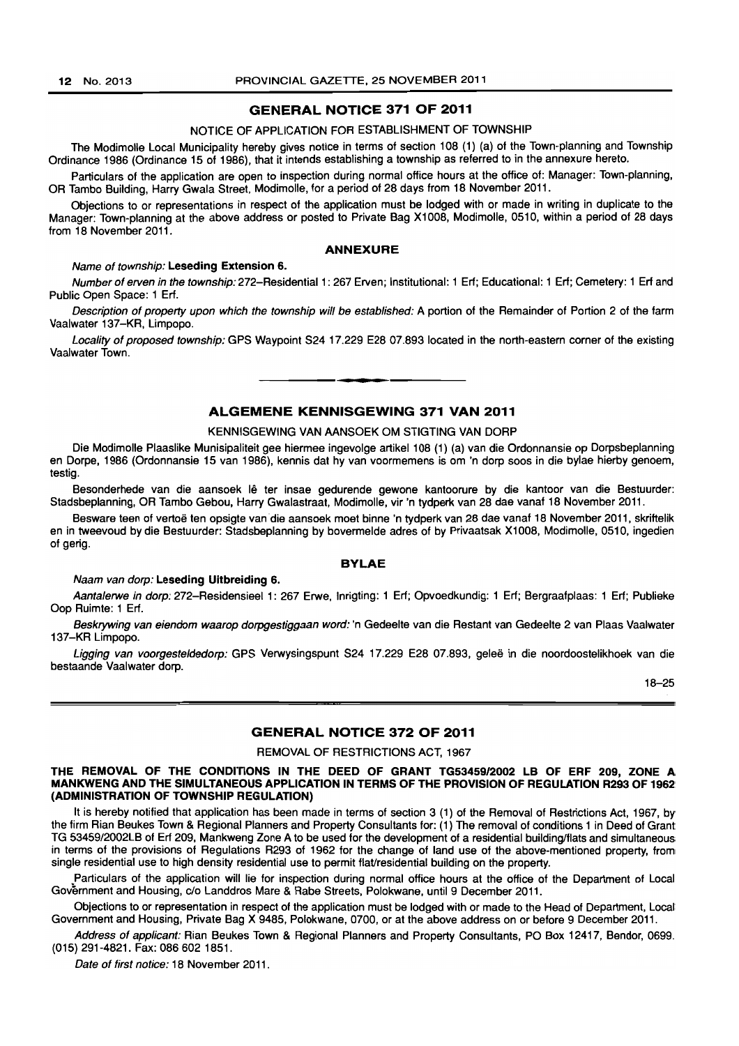## GENERAL NOTICE 371 OF 2011

NOTICE OF APPLICATION FOR ESTABLISHMENT OF TOWNSHIP

The Modimolle Local Municipality hereby gives notice in terms of section 108 (1) (a) of the Town-planning and Township Ordinance 1986 (Ordinance 15 of 1986), that it intends establishing a township as referred to in the annexure hereto.

Particulars of the application are open to inspection during normal office hours at the office of: Manager: Town-planning, OR Tambo Building, Harry Gwala Street, Modimolle, for a period of 28 days from 18 November 2011.

Objections to or representations in respect of the application must be lodged with or made in writing in duplicate to the Manager: Town-planning at the above address or posted to Private Bag X1008, Modimolle, 0510, within a period of 28 days from 18 November 2011.

### ANNEXURE

*Name of township:* **Leseding Extension 6.**

*Number of erven in the township:* 272–Residential 1: 267 Erven; Institutional: 1 Erf; Educational: 1 Erf; Cemetery: 1 Erf and Public Open Space: 1 Erf.

*Description of property upon which the township will be established:* A portion of the Remainder of Portion 2 of the farm Vaalwater 137–KR, Limpopo.

*Locality of proposed township:* GPS Waypoint S24 17.229 E28 07.893 located in the north-eastern corner of the existing Vaalwater Town.

---

## ALGEMENE KENNISGEWING 371 VAN 2011

KENNISGEWING VAN AANSOEK OM STIGTING VAN DORP

Die Modimolle Plaaslike Munisipaliteit gee hiermee ingevolge artikel 108 (1) (a) van die Ordonnansie op Dorpsbeplanning en Dorpe, 1986 (Ordonnansie 15 van 1986), kennis dat hy van voormemens is om 'n dorp soos in die bylae hierby genoem, testig.

Besonderhede van die aansoek lê ter insae gedurende gewone kantoorure by die kantoor van die Bestuurder: Stadsbeplanning, OR Tambo Gebou, Harry Gwalastraat, Modimolle, vir 'n tydperk van 28 dae vanaf 18 November 2011.

Besware teen of vertoë ten opsigte van die aansoek moet binne 'n tydperk van 28 dae vanaf 18 November 2011, skriftelik en in tweevoud by die Bestuurder: Stadsbeplanning by bovermelde adres of by Privaatsak X1008, Modimolle, 0510, ingedien of gerig.

### BYLAE

*Naam van dorp:* **Leseding Uitbreiding 6.**

*Aantalerwe in dorp:* 272–Residensieel 1: 267 Erwe, Inrigting: 1 Erf; Opvoedkundig: 1 Erf; Bergraafplaas: 1 Erf; Publieke Oop Ruimte: 1 Erf.

*Beskrywing van eiendom waarop dorpgestiggaan word:* 'n Gedeelte van die Restant van Gedeelte 2 van Plaas Vaalwater 137–KR Limpopo.

*Ligging van voorgesteldedorp:* GPS Verwysingspunt S24 17.229 E28 07.893, geleë in die noordoostelikhoek van die bestaande Vaalwater dorp.

18–25

---

## GENERAL NOTICE 372 OF 2011

REMOVAL OF RESTRICTIONS ACT, 1967

**THE REMOVAL OF THE CONDITIONS IN THE DEED OF GRANT TG53459/2002 LB OF ERF 209, ZONE A MANKWENG AND THE SIMULTANEOUS APPLICATION IN TERMS OF THE PROVISION OF REGULATION R293 OF 1962 (ADMINISTRATION OF TOWNSHIP REGULATION)**

It is hereby notified that application has been made in terms of section 3 (1) of the Removal of Restrictions Act, 1967, by the firm Rian Beukes Town & Regional Planners and Property Consultants for: (1) The removal of conditions 1 in Deed of Grant TG 53459/2002LB of Erf 209, Mankweng Zone A to be used for the development of a residential building/flats and simultaneous in terms of the provisions of Regulations R293 of 1962 for the change of land use of the above-mentioned property, from single residential use to high density residential use to permit flat/residential building on the property.

Particulars of the application will lie for inspection during normal office hours at the office of the Department of Local Government and Housing, c/o Landdros Mare & Rabe Streets, Polokwane, until 9 December 2011.

Objections to or representation in respect of the application must be lodged with or made to the Head of Department, Local Government and Housing, Private Bag X 9485, Polokwane, 0700, or at the above address on or before 9 December 2011.

*Address of applicant:* Rian Beukes Town & Regional Planners and Property Consultants, PO Box 12417, Bendor, 0699. (015) 291-4821. Fax: 086 602 1851.

*Date of first notice:* 18 November 2011.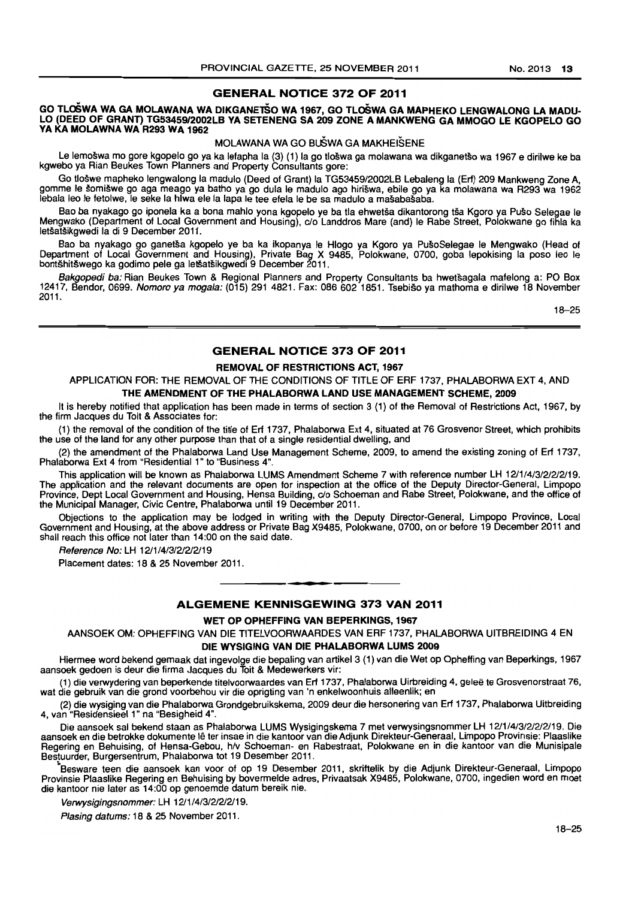## GENERAL NOTICE 372 OF 2011

### GO TLOŠWA WA GA MOLAWANA WA DIKGANETŠO WA 1967, GO TLOŠWA GA MAPHEKO LENGWALONG LA MADULO (DEED OF GRANT) TG53459/2002LB YA SETENENG SA 209 ZONE A MANKWENG GA MMOGO LE KGOPELO GO YA KA MOLAWNA WA R293 WA 1962

MOLAWANA WA GO BUŠWA GA MAKHEIŠENE

Le lemošwa mo gore kgopelo go ya ka lefapha la (3) (1) la go tlošwa ga molawana wa dikganetšo wa 1967 e dirilwe ke ba kgwebo ya Rian Beukes Town Planners and Property Consultants gore:

Go tlošwe mapheko lengwalong la madulo (Deed of Grant) la TG53459/2002LB Lebaleng la (Erf) 209 Mankweng Zone A, gomme le šomišwe go aga meago ya batho ya go dula le madulo ago hirišwa, ebile go ya ka molawana wa R293 wa 1962 lebala leo le fetolwe, le seke la hlwa ele la lapa le tee efela le be sa madulo a mašabašaba.

Bao ba nyakago go iponela ka a bona mahlo yona kgopelo ye ba tla ehwetša dikantorong tša Kgoro ya Pušo Selegae le Mengwako (Department of Local Government and Housing), c/o Landdros Mare (and) le Rabe Street, Polokwane go fihla ka letšatšikgwedi la di 9 December 2011.

Bao ba nyakago go ganetša kgopelo ye ba ka ikopanya le Hlogo ya Kgoro ya PušoSelegae le Mengwako (Head of Department of Local Government and Housing), Private Bag X 9485, Polokwane, 0700, goba lepokising la poso leo le bontšhitšwego ka godimo pele ga letšatšikgwedi 9 December 2011.

*Bakgopedi ba:* Rian Beukes Town & Regional Planners and Property Consultants ba hwetšagala mafelong a: PO Box 12417, Bendor, 0699. *Nomoro ya mogala:* (015) 291 4821. Fax: 086 602 1851. Tsebišo ya mathoma e dirilwe 18 November 2011.

18–25

## GENERAL NOTICE 373 OF 2011

### REMOVAL OF RESTRICTIONS ACT, 1967

APPLICATION FOR: THE REMOVAL OF THE CONDITIONS OF TITLE OF ERF 1737, PHALABORWA EXT 4, AND **THE AMENDMENT OF THE PHALABORWA LAND USE MANAGEMENT SCHEME, 2009**

It is hereby notified that application has been made in terms of section 3 (1) of the Removal of Restrictions Act, 1967, by the firm Jacques du Toit & Associates for:

(1) the removal of the condition of the title of Erf 1737, Phalaborwa Ext 4, situated at 76 Grosvenor Street, which prohibits the use of the land for any other purpose than that of a single residential dwelling, and

(2) the amendment of the Phalaborwa Land Use Management Scheme, 2009, to amend the existing zoning of Erf 1737, Phalaborwa Ext 4 from "Residential 1" to "Business 4".

This application will be known as Phalaborwa LUMS Amendment Scheme 7 with reference number LH 12/1/4/3/2/2/2/19. The application and the relevant documents are open for inspection at the office of the Deputy Director-General, Limpopo Province, Dept Local Government and Housing, Hensa Building, c/o Schoeman and Rabe Street, Polokwane, and the office of the Municipal Manager, Civic Centre, Phalaborwa until 19 December 2011.

Objections to the application may be lodged in writing with the Deputy Director-General, Limpopo Province, Local Government and Housing, at the above address or Private Bag X9485, Polokwane, 0700, on or before 19 December 2011 and shall reach this office not later than 14:00 on the said date.

*Reference No:* LH 12/1/4/3/2/2/2/19

Placement dates: 18 & 25 November 2011.

---

## ALGEMENE KENNISGEWING 373 VAN 2011

### WET OP OPHEFFING VAN BEPERKINGS, 1967

AANSOEK OM: OPHEFFING VAN DIE TITELVOORWAARDES VAN ERF 1737, PHALABORWA UITBREIDING 4 EN **DIE WYSIGING VAN DIE PHALABORWA LUMS 2009**

Hiermee word bekend gemaak dat ingevolge die bepaling van artikel 3 (1) van die Wet op Opheffing van Beperkings, 1967 aansoek gedoen is deur die firma Jacques du Toit & Medewerkers vir:

(1) die verwydering van beperkende titelvoorwaardes van Erf 1737, Phalaborwa Uirbreiding 4, geleë te Grosvenorstraat 76, wat die gebruik van die grond voorbehou vir die oprigting van 'n enkelwoonhuis alleenlik; en

(2) die wysiging van die Phalaborwa Grondgebruikskema, 2009 deur die hersonering van Erf 1737, Phalaborwa Uitbreiding 4, van "Residensieel 1" na "Besigheid 4".

Die aansoek sal bekend staan as Phalaborwa LUMS Wysigingskema 7 met verwysingsnommer LH 12/1/4/3/2/2/2/19. Die aansoek en die betrokke dokumente lê ter insae in die kantoor van die Adjunk Direkteur-Generaal, Limpopo Provinsie: Plaaslike Regering en Behuising, of Hensa-Gebou, h/v Schoeman- en Rabestraat, Polokwane en in die kantoor van die Munisipale Bestuurder, Burgersentrum, Phalaborwa tot 19 Desember 2011.

Besware teen die aansoek kan voor of op 19 Desember 2011, skriftelik by die Adjunk Direkteur-Generaal, Limpopo Provinsie Plaaslike Regering en Behuising by bovermelde adres, Privaatsak X9485, Polokwane, 0700, ingedien word en moet die kantoor nie later as 14:00 op genoemde datum bereik nie.

*Verwysingsnommer:* LH 12/1/4/3/2/2/2/19.

*Plasing datums:* 18 & 25 November 2011.

18–25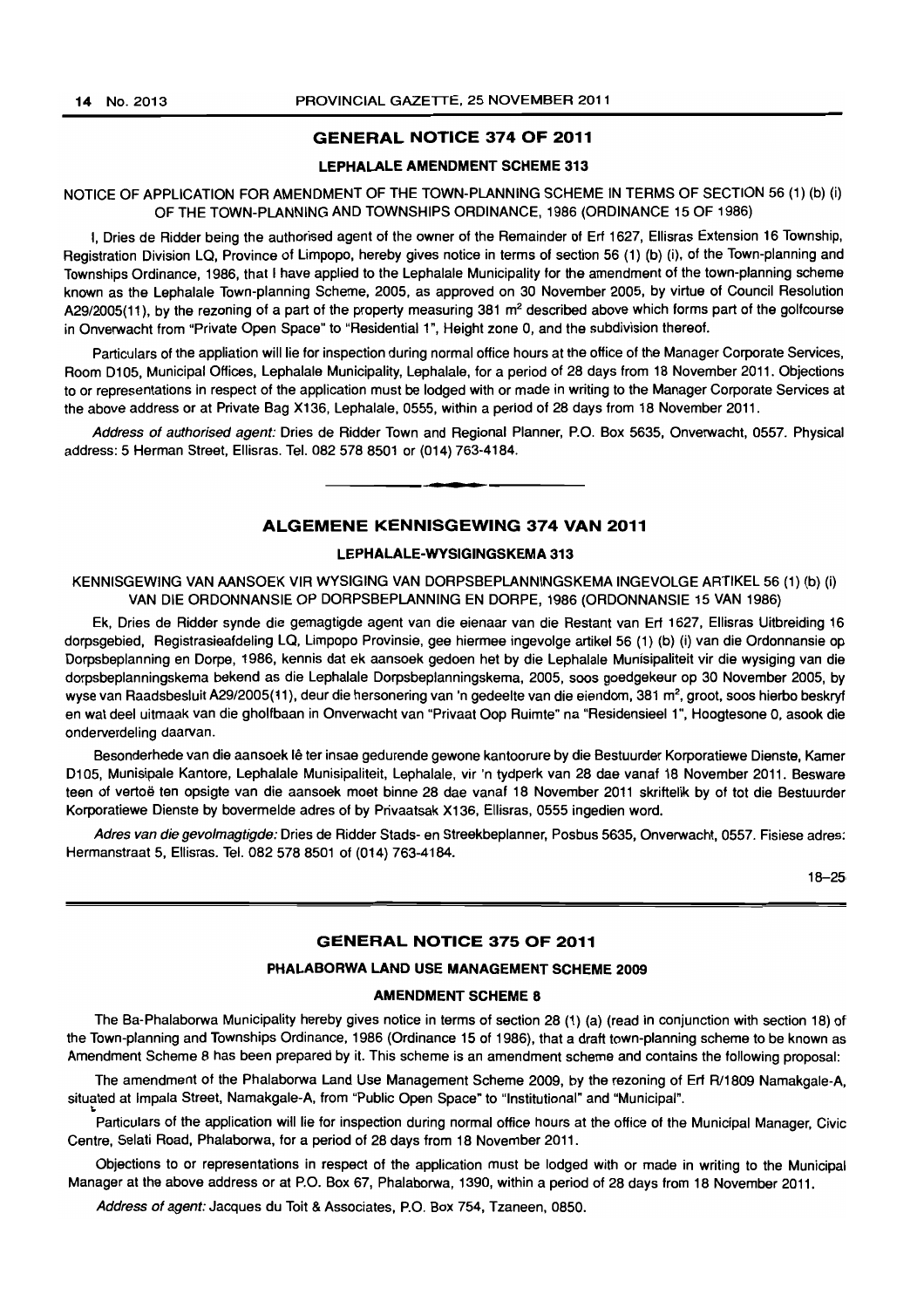## GENERAL NOTICE 374 OF 2011

### LEPHALALE AMENDMENT SCHEME 313

NOTICE OF APPLICATION FOR AMENDMENT OF THE TOWN-PLANNING SCHEME IN TERMS OF SECTION 56 (1) (b) (i) OF THE TOWN-PLANNING AND TOWNSHIPS ORDINANCE, 1986 (ORDINANCE 15 OF 1986)

I, Dries de Ridder being the authorised agent of the owner of the Remainder of Erf 1627, Ellisras Extension 16 Township, Registration Division LQ, Province of Limpopo, hereby gives notice in terms of section 56 (1) (b) (i), of the Town-planning and Townships Ordinance, 1986, that I have applied to the Lephalale Municipality for the amendment of the town-planning scheme known as the Lephalale Town-planning Scheme, 2005, as approved on 30 November 2005, by virtue of Council Resolution A29/2005(11), by the rezoning of a part of the property measuring 381 m² described above which forms part of the golfcourse in Onverwacht from "Private Open Space" to "Residential 1", Height zone 0, and the subdivision thereof.

Particulars of the appliation will lie for inspection during normal office hours at the office of the Manager Corporate Services, Room D105, Municipal Offices, Lephalale Municipality, Lephalale, for a period of 28 days from 18 November 2011. Objections to or representations in respect of the application must be lodged with or made in writing to the Manager Corporate Services at the above address or at Private Bag X136, Lephalale, 0555, within a period of 28 days from 18 November 2011.

*Address of authorised agent:* Dries de Ridder Town and Regional Planner, P.O. Box 5635, Onverwacht, 0557. Physical address: 5 Herman Street, Ellisras. Tel. 082 578 8501 or (014) 763-4184.

---

## ALGEMENE KENNISGEWING 374 VAN 2011

### LEPHALALE-WYSIGINGSKEMA 313

KENNISGEWING VAN AANSOEK VIR WYSIGING VAN DORPSBEPLANNINGSKEMA INGEVOLGE ARTIKEL 56 (1) (b) (i) VAN DIE ORDONNANSIE OP DORPSBEPLANNING EN DORPE, 1986 (ORDONNANSIE 15 VAN 1986)

Ek, Dries de Ridder synde die gemagtigde agent van die eienaar van die Restant van Erf 1627, Ellisras Uitbreiding 16 dorpsgebied, Registrasieafdeling LQ, Limpopo Provinsie, gee hiermee ingevolge artikel 56 (1) (b) (i) van die Ordonnansie op Dorpsbeplanning en Dorpe, 1986, kennis dat ek aansoek gedoen het by die Lephalale Munisipaliteit vir die wysiging van die dorpsbeplanningskema bekend as die Lephalale Dorpsbeplanningskema, 2005, soos goedgekeur op 30 November 2005, by wyse van Raadsbesluit A29/2005(11), deur die hersonering van 'n gedeelte van die eiendom, 381 m², groot, soos hierbo beskryf en wat deel uitmaak van die gholfbaan in Onverwacht van "Privaat Oop Ruimte" na "Residensieel 1", Hoogtesone 0, asook die onderverdeling daarvan.

Besonderhede van die aansoek lê ter insae gedurende gewone kantoorure by die Bestuurder Korporatiewe Dienste, Kamer D105, Munisipale Kantore, Lephalale Munisipaliteit, Lephalale, vir 'n tydperk van 28 dae vanaf 18 November 2011. Besware teen of vertoë ten opsigte van die aansoek moet binne 28 dae vanaf 18 November 2011 skriftelik by of tot die Bestuurder Korporatiewe Dienste by bovermelde adres of by Privaatsak X136, Ellisras, 0555 ingedien word.

*Adres van die gevolmagtigde:* Dries de Ridder Stads- en Streekbeplanner, Posbus 5635, Onverwacht, 0557. Fisiese adres: Hermanstraat 5, Ellisras. Tel. 082 578 8501 of (014) 763-4184.

18–25

---

## GENERAL NOTICE 375 OF 2011

### PHALABORWA LAND USE MANAGEMENT SCHEME 2009

### AMENDMENT SCHEME 8

The Ba-Phalaborwa Municipality hereby gives notice in terms of section 28 (1) (a) (read in conjunction with section 18) of the Town-planning and Townships Ordinance, 1986 (Ordinance 15 of 1986), that a draft town-planning scheme to be known as Amendment Scheme 8 has been prepared by it. This scheme is an amendment scheme and contains the following proposal:

The amendment of the Phalaborwa Land Use Management Scheme 2009, by the rezoning of Erf R/1809 Namakgale-A, situated at Impala Street, Namakgale-A, from "Public Open Space" to "Institutional" and "Municipal".

Particulars of the application will lie for inspection during normal office hours at the office of the Municipal Manager, Civic Centre, Selati Road, Phalaborwa, for a period of 28 days from 18 November 2011.

Objections to or representations in respect of the application must be lodged with or made in writing to the Municipal Manager at the above address or at P.O. Box 67, Phalaborwa, 1390, within a period of 28 days from 18 November 2011.

*Address of agent:* Jacques du Toit & Associates, P.O. Box 754, Tzaneen, 0850.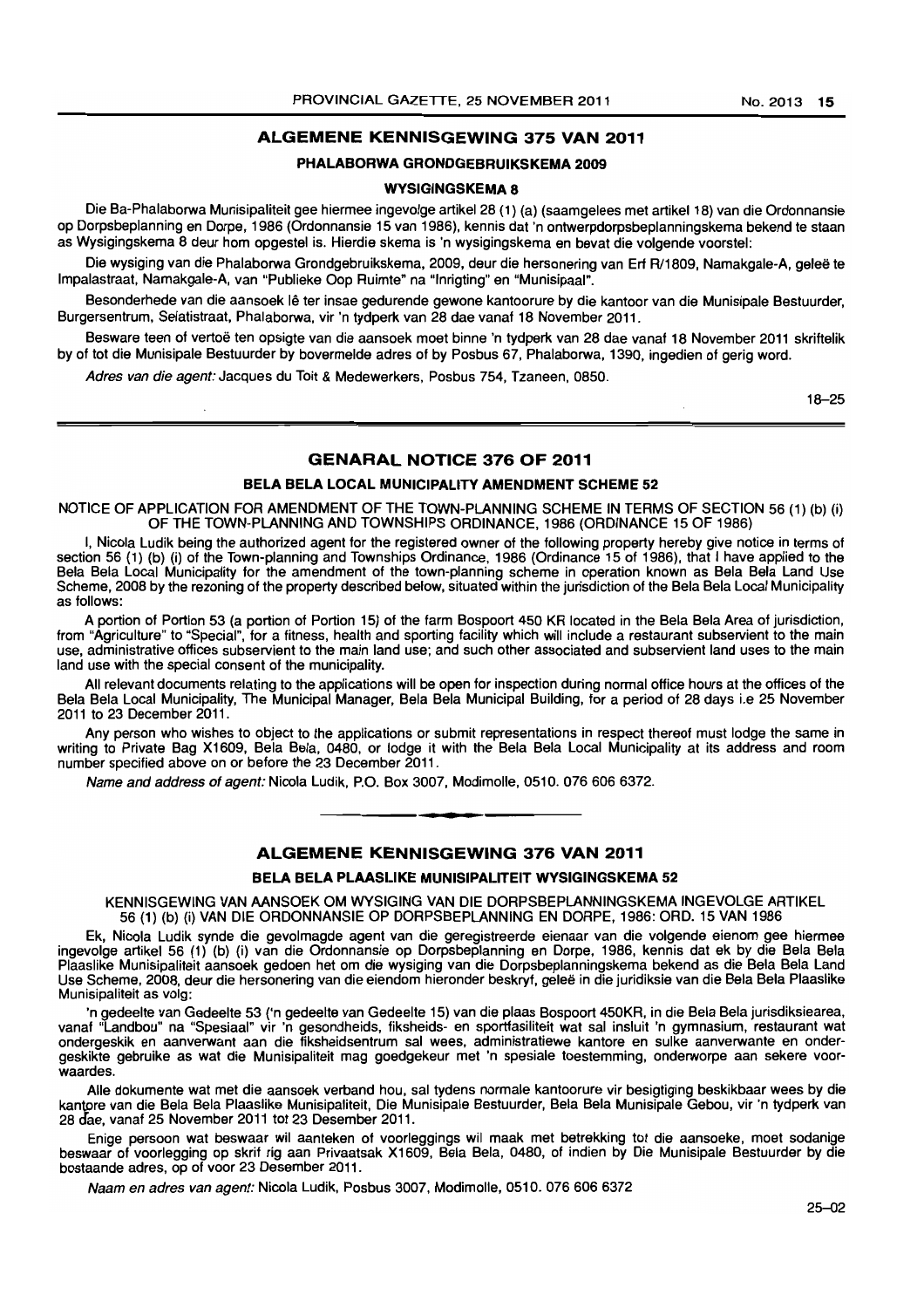## ALGEMENE KENNISGEWING 375 VAN 2011

### PHALABORWA GRONDGEBRUIKSKEMA 2009

#### WYSIGINGSKEMA 8

Die Ba-Phalaborwa Munisipaliteit gee hiermee ingevolge artikel 28 (1) (a) (saamgelees met artikel 18) van die Ordonnansie op Dorpsbeplanning en Dorpe, 1986 (Ordonnansie 15 van 1986), kennis dat 'n ontwerpdorpsbeplanningskema bekend te staan as Wysigingskema 8 deur hom opgestel is. Hierdie skema is 'n wysigingskema en bevat die volgende voorstel:

Die wysiging van die Phalaborwa Grondgebruikskema, 2009, deur die hersonering van Erf R/1809, Namakgale-A, geleë te Impalastraat, Namakgale-A, van "Publieke Oop Ruimte" na "Inrigting" en "Munisipaal".

Besonderhede van die aansoek lê ter insae gedurende gewone kantoorure by die kantoor van die Munisipale Bestuurder, Burgersentrum, Selatistraat, Phalaborwa, vir 'n tydperk van 28 dae vanaf 18 November 2011.

Besware teen of vertoë ten opsigte van die aansoek moet binne 'n tydperk van 28 dae vanaf 18 November 2011 skriftelik by of tot die Munisipale Bestuurder by bovermelde adres of by Posbus 67, Phalaborwa, 1390, ingedien of gerig word.

*Adres van die agent:* Jacques du Toit & Medewerkers, Posbus 754, Tzaneen, 0850.

18–25

---

## GENARAL NOTICE 376 OF 2011

### BELA BELA LOCAL MUNICIPALITY AMENDMENT SCHEME 52

NOTICE OF APPLICATION FOR AMENDMENT OF THE TOWN-PLANNING SCHEME IN TERMS OF SECTION 56 (1) (b) (i) OF THE TOWN-PLANNING AND TOWNSHIPS ORDINANCE, 1986 (ORDINANCE 15 OF 1986)

I, Nicola Ludik being the authorized agent for the registered owner of the following property hereby give notice in terms of section 56 (1) (b) (i) of the Town-planning and Townships Ordinance, 1986 (Ordinance 15 of 1986), that I have applied to the Bela Bela Local Municipality for the amendment of the town-planning scheme in operation known as Bela Bela Land Use Scheme, 2008 by the rezoning of the property described below, situated within the jurisdiction of the Bela Bela Local Municipality as follows:

A portion of Portion 53 (a portion of Portion 15) of the farm Bospoort 450 KR located in the Bela Bela Area of jurisdiction, from "Agriculture" to "Special", for a fitness, health and sporting facility which will include a restaurant subservient to the main use, administrative offices subservient to the main land use; and such other associated and subservient land uses to the main land use with the special consent of the municipality.

All relevant documents relating to the applications will be open for inspection during normal office hours at the offices of the Bela Bela Local Municipality, The Municipal Manager, Bela Bela Municipal Building, for a period of 28 days i.e 25 November 2011 to 23 December 2011.

Any person who wishes to object to the applications or submit representations in respect thereof must lodge the same in writing to Private Bag X1609, Bela Bela, 0480, or lodge it with the Bela Bela Local Municipality at its address and room number specified above on or before the 23 December 2011.

*Name and address of agent:* Nicola Ludik, P.O. Box 3007, Modimolle, 0510. 076 606 6372.

---

## ALGEMENE KENNISGEWING 376 VAN 2011

### BELA BELA PLAASLIKE MUNISIPALITEIT WYSIGINGSKEMA 52

KENNISGEWING VAN AANSOEK OM WYSIGING VAN DIE DORPSBEPLANNINGSKEMA INGEVOLGE ARTIKEL 56 (1) (b) (i) VAN DIE ORDONNANSIE OP DORPSBEPLANNING EN DORPE, 1986: ORD. 15 VAN 1986

Ek, Nicola Ludik synde die gevolmagde agent van die geregistreerde eienaar van die volgende eiendom gee hiermee ingevolge artikel 56 (1) (b) (i) van die Ordonnansie op Dorpsbeplanning en Dorpe, 1986, kennis dat ek by die Bela Bela Plaaslike Munisipaliteit aansoek gedoen het om die wysiging van die Dorpsbeplanningskema bekend as die Bela Bela Land Use Scheme, 2008, deur die hersonering van die eiendom hieronder beskryf, geleë in die juridiksie van die Bela Bela Plaaslike Munisipaliteit as volg:

'n gedeelte van Gedeelte 53 ('n gedeelte van Gedeelte 15) van die plaas Bospoort 450KR, in die Bela Bela jurisdiksiearea, vanaf "Landbou" na "Spesiaal" vir 'n gesondheids, fiksheids- en sportfasiliteit wat sal insluit 'n gymnasium, restaurant wat ondergeskik en aanverwant aan die fiksheidsentrum sal wees, administratiewe kantore en sulke aanverwante en ondergeskikte gebruike as wat die Munisipaliteit mag goedgekeur met 'n spesiale toestemming, onderworpe aan sekere voorwaardes.

Alle dokumente wat met die aansoek verband hou, sal tydens normale kantoorure vir besigtiging beskikbaar wees by die kantore van die Bela Bela Plaaslike Munisipaliteit, Die Munisipale Bestuurder, Bela Bela Munisipale Gebou, vir 'n tydperk van 28 dae, vanaf 25 November 2011 tot 23 Desember 2011.

Enige persoon wat beswaar wil aanteken of voorleggings wil maak met betrekking tot die aansoeke, moet sodanige beswaar of voorlegging op skrif rig aan Privaatsak X1609, Bela Bela, 0480, of indien by Die Munisipale Bestuurder by die bostaande adres, op of voor 23 Desember 2011.

*Naam en adres van agent:* Nicola Ludik, Posbus 3007, Modimolle, 0510. 076 606 6372

25–02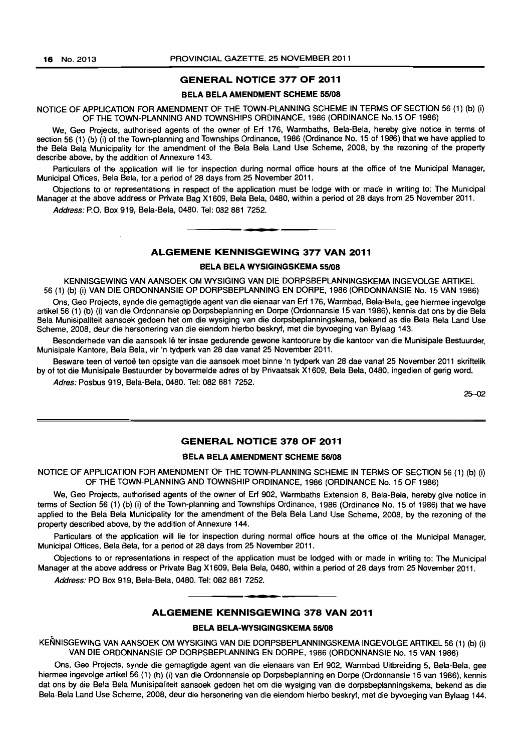## GENERAL NOTICE 377 OF 2011

### BELA BELA AMENDMENT SCHEME 55/08

NOTICE OF APPLICATION FOR AMENDMENT OF THE TOWN-PLANNING SCHEME IN TERMS OF SECTION 56 (1) (b) (i) OF THE TOWN-PLANNING AND TOWNSHIPS ORDINANCE, 1986 (ORDINANCE No.15 OF 1986)

We, Geo Projects, authorised agents of the owner of Erf 176, Warmbaths, Bela-Bela, hereby give notice in terms of section 56 (1) (b) (i) of the Town-planning and Townships Ordinance, 1986 (Ordinance No. 15 of 1986) that we have applied to the Bela Bela Municipality for the amendment of the Bela Bela Land Use Scheme, 2008, by the rezoning of the property describe above, by the addition of Annexure 143.

Particulars of the application will lie for inspection during normal office hours at the office of the Municipal Manager, Municipal Offices, Bela Bela, for a period of 28 days from 25 November 2011.

Objections to or representations in respect of the application must be lodge with or made in writing to: The Municipal Manager at the above address or Private Bag X1609, Bela Bela, 0480, within a period of 28 days from 25 November 2011.

*Address:* P.O. Box 919, Bela-Bela, 0480. Tel: 082 881 7252.

---

## ALGEMENE KENNISGEWING 377 VAN 2011

### BELA BELA WYSIGINGSKEMA 55/08

KENNISGEWING VAN AANSOEK OM WYSIGING VAN DIE DORPSBEPLANNINGSKEMA INGEVOLGE ARTIKEL 56 (1) (b) (i) VAN DIE ORDONNANSIE OP DORPSBEPLANNING EN DORPE, 1986 (ORDONNANSIE No. 15 VAN 1986)

Ons, Geo Projects, synde die gemagtigde agent van die eienaar van Erf 176, Warmbad, Bela-Bela, gee hiermee ingevolge artikel 56 (1) (b) (i) van die Ordonnansie op Dorpsbeplanning en Dorpe (Ordonnansie 15 van 1986), kennis dat ons by die Bela Bela Munisipaliteit aansoek gedoen het om die wysiging van die dorpsbeplanningskema, bekend as die Bela Bela Land Use Scheme, 2008, deur die hersonering van die eiendom hierbo beskryf, met die byvoeging van Bylaag 143.

Besonderhede van die aansoek lê ter insae gedurende gewone kantoorure by die kantoor van die Munisipale Bestuurder, Munisipale Kantore, Bela Bela, vir 'n tydperk van 28 dae vanaf 25 November 2011.

Besware teen of vertoë ten opsigte van die aansoek moet binne 'n tydperk van 28 dae vanaf 25 November 2011 skriftelik by of tot die Munisipale Bestuurder by bovermelde adres of by Privaatsak X1609, Bela Bela, 0480, ingedien of gerig word.

*Adres:* Posbus 919, Bela-Bela, 0480. Tel: 082 881 7252.

25–02

---

## GENERAL NOTICE 378 OF 2011

### BELA BELA AMENDMENT SCHEME 56/08

NOTICE OF APPLICATION FOR AMENDMENT OF THE TOWN-PLANNING SCHEME IN TERMS OF SECTION 56 (1) (b) (i) OF THE TOWN-PLANNING AND TOWNSHIP ORDINANCE, 1986 (ORDINANCE No. 15 OF 1986)

We, Geo Projects, authorised agents of the owner of Erf 902, Warmbaths Extension 8, Bela-Bela, hereby give notice in terms of Section 56 (1) (b) (i) of the Town-planning and Townships Ordinance, 1986 (Ordinance No. 15 of 1986) that we have applied to the Bela Bela Municipality for the amendment of the Bela Bela Land Use Scheme, 2008, by the rezoning of the property described above, by the addition of Annexure 144.

Particulars of the application will lie for inspection during normal office hours at the office of the Municipal Manager, Municipal Offices, Bela Bela, for a period of 28 days from 25 November 2011.

Objections to or representations in respect of the application must be lodged with or made in writing to: The Municipal Manager at the above address or Private Bag X1609, Bela Bela, 0480, within a period of 28 days from 25 November 2011.

*Address:* PO Box 919, Bela-Bela, 0480. Tel: 082 881 7252.

---

## ALGEMENE KENNISGEWING 378 VAN 2011

### BELA BELA-WYSIGINGSKEMA 56/08

KENNISGEWING VAN AANSOEK OM WYSIGING VAN DIE DORPSBEPLANNINGSKEMA INGEVOLGE ARTIKEL 56 (1) (b) (i) VAN DIE ORDONNANSIE OP DORPSBEPLANNING EN DORPE, 1986 (ORDONNANSIE No. 15 VAN 1986)

Ons, Geo Projects, synde die gemagtigde agent van die eienaars van Erf 902, Warmbad Uitbreiding 5, Bela-Bela, gee hiermee ingevolge artikel 56 (1) (b) (i) van die Ordonnansie op Dorpsbeplanning en Dorpe (Ordonnansie 15 van 1986), kennis dat ons by die Bela Bela Munisipaliteit aansoek gedoen het om die wysiging van die dorpsbeplanningskema, bekend as die Bela-Bela Land Use Scheme, 2008, deur die hersonering van die eiendom hierbo beskryf, met die byvoeging van Bylaag 144.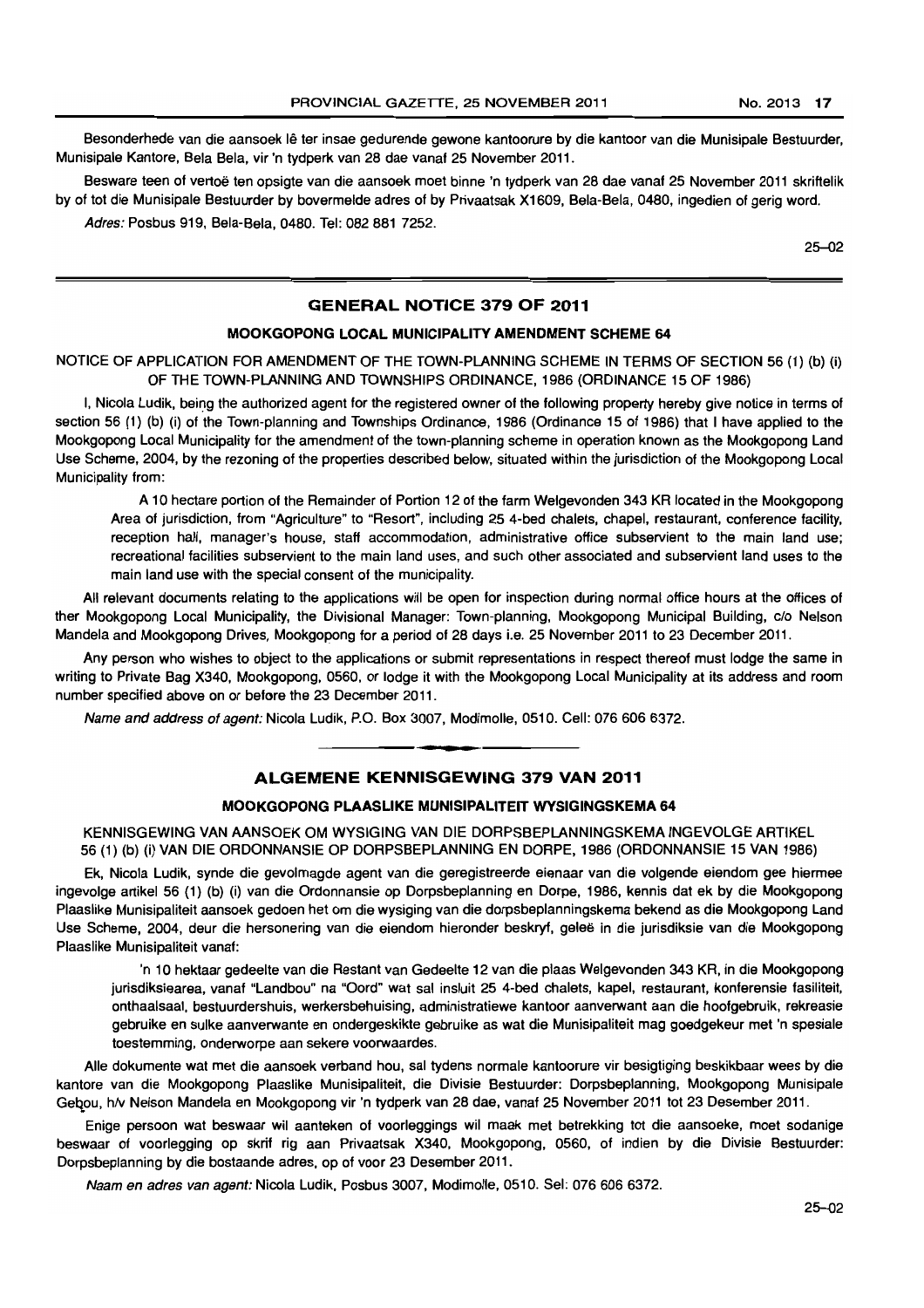Besonderhede van die aansoek lê ter insae gedurende gewone kantoorure by die kantoor van die Munisipale Bestuurder, Munisipale Kantore, Bela Bela, vir 'n tydperk van 28 dae vanaf 25 November 2011.

Besware teen of vertoë ten opsigte van die aansoek moet binne 'n tydperk van 28 dae vanaf 25 November 2011 skriftelik by of tot die Munisipale Bestuurder by bovermelde adres of by Privaatsak X1609, Bela-Bela, 0480, ingedien of gerig word.

*Adres:* Posbus 919, Bela-Bela, 0480. Tel: 082 881 7252.

25–02

## GENERAL NOTICE 379 OF 2011

### MOOKGOPONG LOCAL MUNICIPALITY AMENDMENT SCHEME 64

NOTICE OF APPLICATION FOR AMENDMENT OF THE TOWN-PLANNING SCHEME IN TERMS OF SECTION 56 (1) (b) (i) OF THE TOWN-PLANNING AND TOWNSHIPS ORDINANCE, 1986 (ORDINANCE 15 OF 1986)

I, Nicola Ludik, being the authorized agent for the registered owner of the following property hereby give notice in terms of section 56 (1) (b) (i) of the Town-planning and Townships Ordinance, 1986 (Ordinance 15 of 1986) that I have applied to the Mookgopong Local Municipality for the amendment of the town-planning scheme in operation known as the Mookgopong Land Use Scheme, 2004, by the rezoning of the properties described below, situated within the jurisdiction of the Mookgopong Local Municipality from:

> A 10 hectare portion of the Remainder of Portion 12 of the farm Welgevonden 343 KR located in the Mookgopong Area of jurisdiction, from "Agriculture" to "Resort", including 25 4-bed chalets, chapel, restaurant, conference facility, reception hall, manager's house, staff accommodation, administrative office subservient to the main land use; recreational facilities subservient to the main land uses, and such other associated and subservient land uses to the main land use with the special consent of the municipality.

All relevant documents relating to the applications will be open for inspection during normal office hours at the offices of ther Mookgopong Local Municipality, the Divisional Manager: Town-planning, Mookgopong Municipal Building, c/o Nelson Mandela and Mookgopong Drives, Mookgopong for a period of 28 days i.e. 25 November 2011 to 23 December 2011.

Any person who wishes to object to the applications or submit representations in respect thereof must lodge the same in writing to Private Bag X340, Mookgopong, 0560, or lodge it with the Mookgopong Local Municipality at its address and room number specified above on or before the 23 December 2011.

*Name and address of agent:* Nicola Ludik, P.O. Box 3007, Modimolle, 0510. Cell: 076 606 6372.

## ALGEMENE KENNISGEWING 379 VAN 2011

### MOOKGOPONG PLAASLIKE MUNISIPALITEIT WYSIGINGSKEMA 64

KENNISGEWING VAN AANSOEK OM WYSIGING VAN DIE DORPSBEPLANNINGSKEMA INGEVOLGE ARTIKEL 56 (1) (b) (i) VAN DIE ORDONNANSIE OP DORPSBEPLANNING EN DORPE, 1986 (ORDONNANSIE 15 VAN 1986)

Ek, Nicola Ludik, synde die gevolmagde agent van die geregistreerde eienaar van die volgende eiendom gee hiermee ingevolge artikel 56 (1) (b) (i) van die Ordonnansie op Dorpsbeplanning en Dorpe, 1986, kennis dat ek by die Mookgopong Plaaslike Munisipaliteit aansoek gedoen het om die wysiging van die dorpsbeplanningskema bekend as die Mookgopong Land Use Scheme, 2004, deur die hersonering van die eiendom hieronder beskryf, geleë in die jurisdiksie van die Mookgopong Plaaslike Munisipaliteit vanaf:

> 'n 10 hektaar gedeelte van die Restant van Gedeelte 12 van die plaas Welgevonden 343 KR, in die Mookgopong jurisdiksiearea, vanaf "Landbou" na "Oord" wat sal insluit 25 4-bed chalets, kapel, restaurant, konferensie fasiliteit, onthaalsaal, bestuurdershuis, werkersbehuising, administratiewe kantoor aanverwant aan die hoofgebruik, rekreasie gebruike en sulke aanverwante en ondergeskikte gebruike as wat die Munisipaliteit mag goedgekeur met 'n spesiale toestemming, onderworpe aan sekere voorwaardes.

Alle dokumente wat met die aansoek verband hou, sal tydens normale kantoorure vir besigtiging beskikbaar wees by die kantore van die Mookgopong Plaaslike Munisipaliteit, die Divisie Bestuurder: Dorpsbeplanning, Mookgopong Munisipale Gebou, h/v Nelson Mandela en Mookgopong vir 'n tydperk van 28 dae, vanaf 25 November 2011 tot 23 Desember 2011.

Enige persoon wat beswaar wil aanteken of voorleggings wil maak met betrekking tot die aansoeke, moet sodanige beswaar of voorlegging op skrif rig aan Privaatsak X340, Mookgopong, 0560, of indien by die Divisie Bestuurder: Dorpsbeplanning by die bostaande adres, op of voor 23 Desember 2011.

*Naam en adres van agent:* Nicola Ludik, Posbus 3007, Modimolle, 0510. Sel: 076 606 6372.

25–02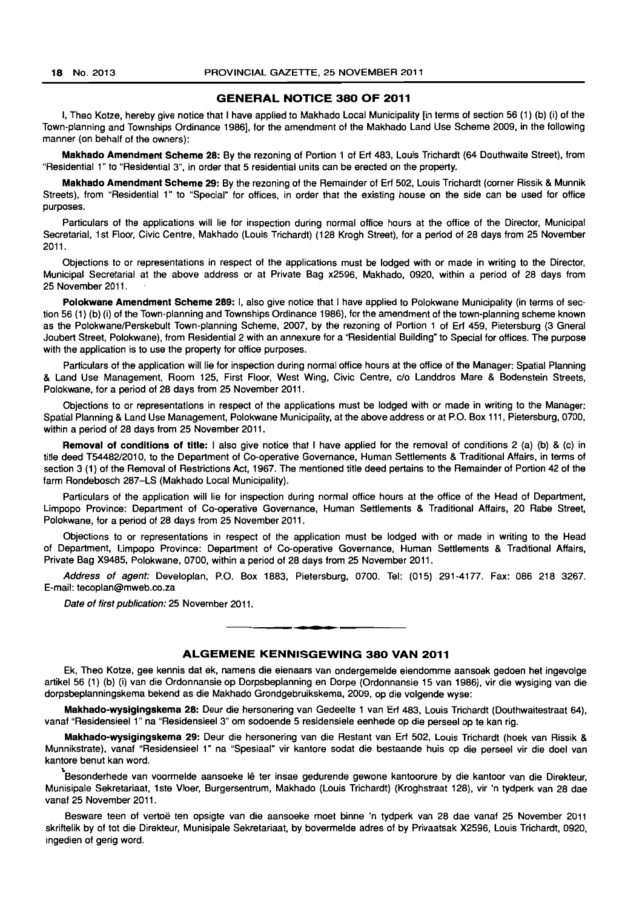## GENERAL NOTICE 380 OF 2011

I, Theo Kotze, hereby give notice that I have applied to Makhado Local Municipality [in terms of section 56 (1) (b) (i) of the Town-planning and Townships Ordinance 1986], for the amendment of the Makhado Land Use Scheme 2009, in the following manner (on behalf of the owners):

**Makhado Amendment Scheme 28:** By the rezoning of Portion 1 of Erf 483, Louis Trichardt (64 Douthwaite Street), from "Residential 1" to "Residential 3", in order that 5 residential units can be erected on the property.

**Makhado Amendment Scheme 29:** By the rezoning of the Remainder of Erf 502, Louis Trichardt (corner Rissik & Munnik Streets), from "Residential 1" to "Special" for offices, in order that the existing house on the side can be used for office purposes.

Particulars of the applications will lie for inspection during normal office hours at the office of the Director, Municipal Secretarial, 1st Floor, Civic Centre, Makhado (Louis Trichardt) (128 Krogh Street), for a period of 28 days from 25 November 2011.

Objections to or representations in respect of the applications must be lodged with or made in writing to the Director, Municipal Secretarial at the above address or at Private Bag x2596, Makhado, 0920, within a period of 28 days from 25 November 2011.

**Polokwane Amendment Scheme 289:** I, also give notice that I have applied to Polokwane Municipality (in terms of section 56 (1) (b) (i) of the Town-planning and Townships Ordinance 1986), for the amendment of the town-planning scheme known as the Polokwane/Perskebult Town-planning Scheme, 2007, by the rezoning of Portion 1 of Erf 459, Pietersburg (3 Gneral Joubert Street, Polokwane), from Residential 2 with an annexure for a "Residential Building" to Special for offices. The purpose with the application is to use the property for office purposes.

Particulars of the application will lie for inspection during normal office hours at the office of the Manager: Spatial Planning & Land Use Management, Room 125, First Floor, West Wing, Civic Centre, c/o Landdros Mare & Bodenstein Streets, Polokwane, for a period of 28 days from 25 November 2011.

Objections to or representations in respect of the applications must be lodged with or made in writing to the Manager: Spatial Planning & Land Use Management, Polokwane Municipality, at the above address or at P.O. Box 111, Pietersburg, 0700, within a period of 28 days from 25 November 2011.

**Removal of conditions of title:** I also give notice that I have applied for the removal of conditions 2 (a) (b) & (c) in title deed T54482/2010, to the Department of Co-operative Governance, Human Settlements & Traditional Affairs, in terms of section 3 (1) of the Removal of Restrictions Act, 1967. The mentioned title deed pertains to the Remainder of Portion 42 of the farm Rondebosch 287–LS (Makhado Local Municipality).

Particulars of the application will lie for inspection during normal office hours at the office of the Head of Department, Limpopo Province: Department of Co-operative Governance, Human Settlements & Traditional Affairs, 20 Rabe Street, Polokwane, for a period of 28 days from 25 November 2011.

Objections to or representations in respect of the application must be lodged with or made in writing to the Head of Department, Limpopo Province: Department of Co-operative Governance, Human Settlements & Traditional Affairs, Private Bag X9485, Polokwane, 0700, within a period of 28 days from 25 November 2011.

*Address of agent:* Developlan, P.O. Box 1883, Pietersburg, 0700. Tel: (015) 291-4177. Fax: 086 218 3267. E-mail: tecoplan@mweb.co.za

*Date of first publication:* 25 November 2011.

---

## ALGEMENE KENNISGEWING 380 VAN 2011

Ek, Theo Kotze, gee kennis dat ek, namens die eienaars van ondergemelde eiendomme aansoek gedoen het ingevolge artikel 56 (1) (b) (i) van die Ordonnansie op Dorpsbeplanning en Dorpe (Ordonnansie 15 van 1986), vir die wysiging van die dorpsbeplanningskema bekend as die Makhado Grondgebruikskema, 2009, op die volgende wyse:

**Makhado-wysigingskema 28:** Deur die hersonering van Gedeelte 1 van Erf 483, Louis Trichardt (Douthwaitestraat 64), vanaf "Residensieel 1" na "Residensieel 3" om sodoende 5 residensiele eenhede op die perseel op te kan rig.

**Makhado-wysigingskema 29:** Deur die hersonering van die Restant van Erf 502, Louis Trichardt (hoek van Rissik & Munnikstrate), vanaf "Residensieel 1" na "Spesiaal" vir kantore sodat die bestaande huis op die perseel vir die doel van kantore benut kan word.

Besonderhede van voormelde aansoeke lê ter insae gedurende gewone kantoorure by die kantoor van die Direkteur, Munisipale Sekretariaat, 1ste Vloer, Burgersentrum, Makhado (Louis Trichardt) (Kroghstraat 128), vir 'n tydperk van 28 dae vanaf 25 November 2011.

Besware teen of vertoë ten opsigte van die aansoeke moet binne 'n tydperk van 28 dae vanaf 25 November 2011 skriftelik by of tot die Direkteur, Munisipale Sekretariaat, by bovermelde adres of by Privaatsak X2596, Louis Trichardt, 0920, ingedien of gerig word.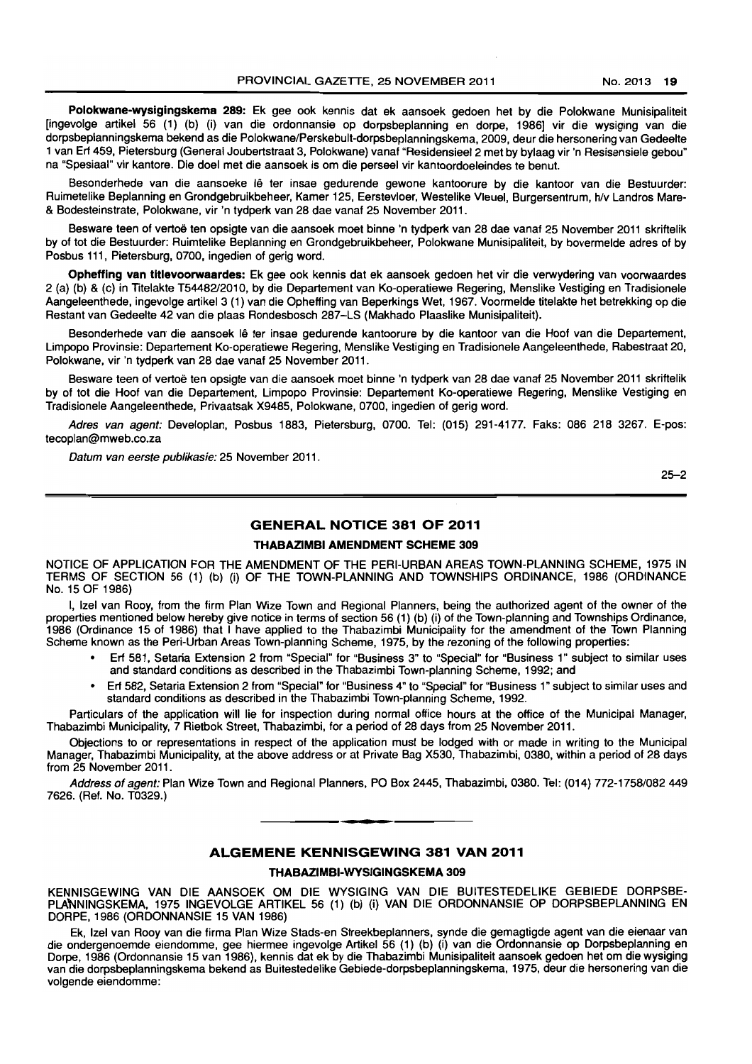**Polokwane-wysigingskema 289:** Ek gee ook kennis dat ek aansoek gedoen het by die Polokwane Munisipaliteit [ingevolge artikel 56 (1) (b) (i) van die ordonnansie op dorpsbeplanning en dorpe, 1986] vir die wysiging van die dorpsbeplanningskema bekend as die Polokwane/Perskebult-dorpsbeplanningskema, 2009, deur die hersonering van Gedeelte 1 van Erf 459, Pietersburg (General Joubertstraat 3, Polokwane) vanaf "Residensieel 2 met by bylaag vir 'n Resisensiele gebou" na "Spesiaal" vir kantore. Die doel met die aansoek is om die perseel vir kantoordoeleindes te benut.

Besonderhede van die aansoeke lê ter insae gedurende gewone kantoorure by die kantoor van die Bestuurder: Ruimetelike Beplanning en Grondgebruikbeheer, Kamer 125, Eerstevloer, Westelike Vleuel, Burgersentrum, h/v Landros Mare- & Bodesteinstrate, Polokwane, vir 'n tydperk van 28 dae vanaf 25 November 2011.

Besware teen of vertoë ten opsigte van die aansoek moet binne 'n tydperk van 28 dae vanaf 25 November 2011 skriftelik by of tot die Bestuurder: Ruimtelike Beplanning en Grondgebruikbeheer, Polokwane Munisipaliteit, by bovermelde adres of by Posbus 111, Pietersburg, 0700, ingedien of gerig word.

**Opheffing van titlevoorwaardes:** Ek gee ook kennis dat ek aansoek gedoen het vir die verwydering van voorwaardes 2 (a) (b) & (c) in Titelakte T54482/2010, by die Departement van Ko-operatiewe Regering, Menslike Vestiging en Tradisionele Aangeleenthede, ingevolge artikel 3 (1) van die Opheffing van Beperkings Wet, 1967. Voormelde titelakte het betrekking op die Restant van Gedeelte 42 van die plaas Rondesbosch 287–LS (Makhado Plaaslike Munisipaliteit).

Besonderhede van die aansoek lê ter insae gedurende kantoorure by die kantoor van die Hoof van die Departement, Limpopo Provinsie: Departement Ko-operatiewe Regering, Menslike Vestiging en Tradisionele Aangeleenthede, Rabestraat 20, Polokwane, vir 'n tydperk van 28 dae vanaf 25 November 2011.

Besware teen of vertoë ten opsigte van die aansoek moet binne 'n tydperk van 28 dae vanaf 25 November 2011 skriftelik by of tot die Hoof van die Departement, Limpopo Provinsie: Departement Ko-operatiewe Regering, Menslike Vestiging en Tradisionele Aangeleenthede, Privaatsak X9485, Polokwane, 0700, ingedien of gerig word.

*Adres van agent:* Developlan, Posbus 1883, Pietersburg, 0700. Tel: (015) 291-4177. Faks: 086 218 3267. E-pos: tecoplan@mweb.co.za

*Datum van eerste publikasie:* 25 November 2011.

25–2

## GENERAL NOTICE 381 OF 2011

### THABAZIMBI AMENDMENT SCHEME 309

NOTICE OF APPLICATION FOR THE AMENDMENT OF THE PERI-URBAN AREAS TOWN-PLANNING SCHEME, 1975 IN TERMS OF SECTION 56 (1) (b) (i) OF THE TOWN-PLANNING AND TOWNSHIPS ORDINANCE, 1986 (ORDINANCE No. 15 OF 1986)

I, Izel van Rooy, from the firm Plan Wize Town and Regional Planners, being the authorized agent of the owner of the properties mentioned below hereby give notice in terms of section 56 (1) (b) (i) of the Town-planning and Townships Ordinance, 1986 (Ordinance 15 of 1986) that I have applied to the Thabazimbi Municipality for the amendment of the Town Planning Scheme known as the Peri-Urban Areas Town-planning Scheme, 1975, by the rezoning of the following properties:

- Erf 581, Setaria Extension 2 from "Special" for "Business 3" to "Special" for "Business 1" subject to similar uses and standard conditions as described in the Thabazimbi Town-planning Scheme, 1992; and
- Erf 582, Setaria Extension 2 from "Special" for "Business 4" to "Special" for "Business 1" subject to similar uses and standard conditions as described in the Thabazimbi Town-planning Scheme, 1992.

Particulars of the application will lie for inspection during normal office hours at the office of the Municipal Manager, Thabazimbi Municipality, 7 Rietbok Street, Thabazimbi, for a period of 28 days from 25 November 2011.

Objections to or representations in respect of the application must be lodged with or made in writing to the Municipal Manager, Thabazimbi Municipality, at the above address or at Private Bag X530, Thabazimbi, 0380, within a period of 28 days from 25 November 2011.

*Address of agent:* Plan Wize Town and Regional Planners, PO Box 2445, Thabazimbi, 0380. Tel: (014) 772-1758/082 449 7626. (Ref. No. T0329.)

## ALGEMENE KENNISGEWING 381 VAN 2011

### THABAZIMBI-WYSIGINGSKEMA 309

KENNISGEWING VAN DIE AANSOEK OM DIE WYSIGING VAN DIE BUITESTEDELIKE GEBIEDE DORPSBEPLANNINGSKEMA, 1975 INGEVOLGE ARTIKEL 56 (1) (b) (i) VAN DIE ORDONNANSIE OP DORPSBEPLANNING EN DORPE, 1986 (ORDONNANSIE 15 VAN 1986)

Ek, Izel van Rooy van die firma Plan Wize Stads-en Streekbeplanners, synde die gemagtigde agent van die eienaar van die ondergenoemde eiendomme, gee hiermee ingevolge Artikel 56 (1) (b) (i) van die Ordonnansie op Dorpsbeplanning en Dorpe, 1986 (Ordonnansie 15 van 1986), kennis dat ek by die Thabazimbi Munisipaliteit aansoek gedoen het om die wysiging van die dorpsbeplanningskema bekend as Buitestedelike Gebiede-dorpsbeplanningskema, 1975, deur die hersonering van die volgende eiendomme: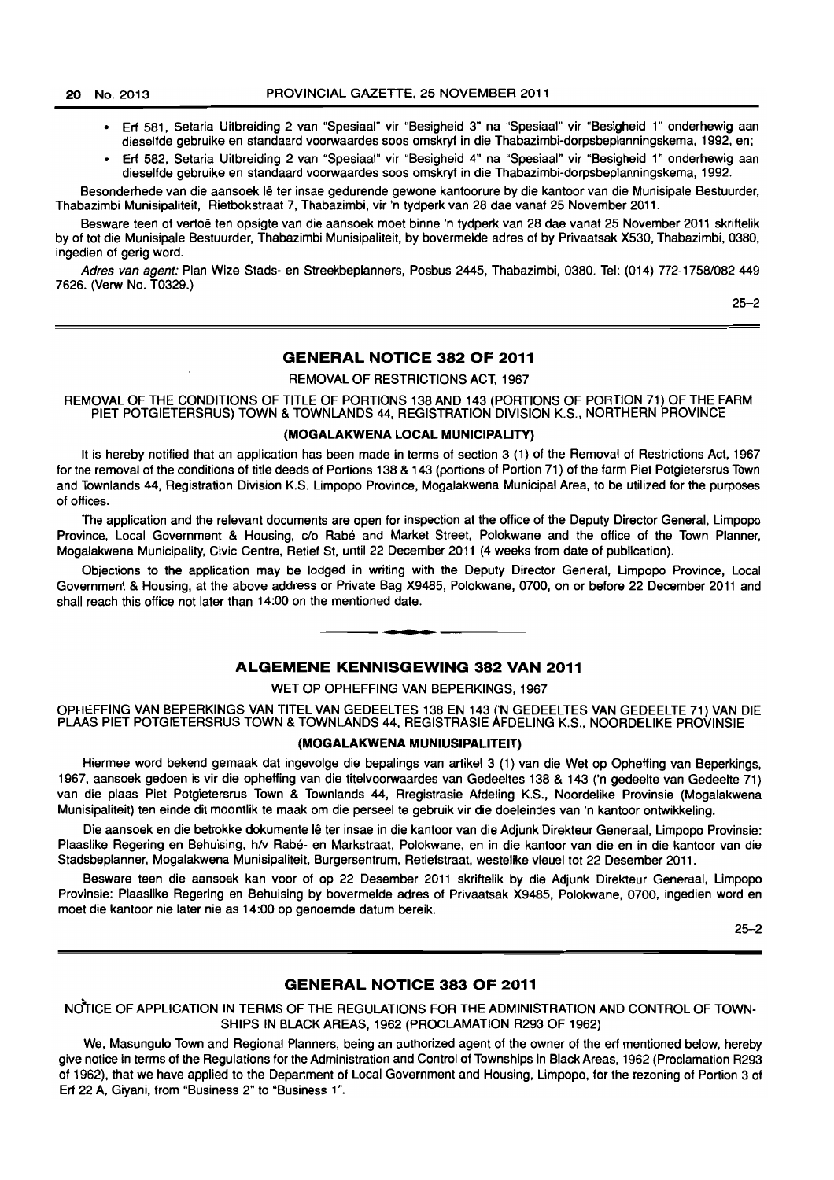- Erf 581, Setaria Uitbreiding 2 van "Spesiaal" vir "Besigheid 3" na "Spesiaal" vir "Besigheid 1" onderhewig aan dieselfde gebruike en standaard voorwaardes soos omskryf in die Thabazimbi-dorpsbeplanningskema, 1992, en;
- Erf 582, Setaria Uitbreiding 2 van "Spesiaal" vir "Besigheid 4" na "Spesiaal" vir "Besigheid 1" onderhewig aan dieselfde gebruike en standaard voorwaardes soos omskryf in die Thabazimbi-dorpsbeplanningskema, 1992.

Besonderhede van die aansoek lê ter insae gedurende gewone kantoorure by die kantoor van die Munisipale Bestuurder, Thabazimbi Munisipaliteit, Rietbokstraat 7, Thabazimbi, vir 'n tydperk van 28 dae vanaf 25 November 2011.

Besware teen of vertoë ten opsigte van die aansoek moet binne 'n tydperk van 28 dae vanaf 25 November 2011 skriftelik by of tot die Munisipale Bestuurder, Thabazimbi Munisipaliteit, by bovermelde adres of by Privaatsak X530, Thabazimbi, 0380, ingedien of gerig word.

*Adres van agent:* Plan Wize Stads- en Streekbeplanners, Posbus 2445, Thabazimbi, 0380. Tel: (014) 772-1758/082 449 7626. (Verw No. T0329.)

25–2

## GENERAL NOTICE 382 OF 2011

REMOVAL OF RESTRICTIONS ACT, 1967

REMOVAL OF THE CONDITIONS OF TITLE OF PORTIONS 138 AND 143 (PORTIONS OF PORTION 71) OF THE FARM PIET POTGIETERSRUS) TOWN & TOWNLANDS 44, REGISTRATION DIVISION K.S., NORTHERN PROVINCE

**(MOGALAKWENA LOCAL MUNICIPALITY)**

It is hereby notified that an application has been made in terms of section 3 (1) of the Removal of Restrictions Act, 1967 for the removal of the conditions of title deeds of Portions 138 & 143 (portions of Portion 71) of the farm Piet Potgietersrus Town and Townlands 44, Registration Division K.S. Limpopo Province, Mogalakwena Municipal Area, to be utilized for the purposes of offices.

The application and the relevant documents are open for inspection at the office of the Deputy Director General, Limpopo Province, Local Government & Housing, c/o Rabé and Market Street, Polokwane and the office of the Town Planner, Mogalakwena Municipality, Civic Centre, Retief St, until 22 December 2011 (4 weeks from date of publication).

Objections to the application may be lodged in writing with the Deputy Director General, Limpopo Province, Local Government & Housing, at the above address or Private Bag X9485, Polokwane, 0700, on or before 22 December 2011 and shall reach this office not later than 14:00 on the mentioned date.

## ALGEMENE KENNISGEWING 382 VAN 2011

WET OP OPHEFFING VAN BEPERKINGS, 1967

OPHEFFING VAN BEPERKINGS VAN TITEL VAN GEDEELTES 138 EN 143 ('N GEDEELTES VAN GEDEELTE 71) VAN DIE PLAAS PIET POTGIETERSRUS TOWN & TOWNLANDS 44, REGISTRASIE AFDELING K.S., NOORDELIKE PROVINSIE

**(MOGALAKWENA MUNIUSIPALITEIT)**

Hiermee word bekend gemaak dat ingevolge die bepalings van artikel 3 (1) van die Wet op Opheffing van Beperkings, 1967, aansoek gedoen is vir die opheffing van die titelvoorwaardes van Gedeeltes 138 & 143 ('n gedeelte van Gedeelte 71) van die plaas Piet Potgietersrus Town & Townlands 44, Rregistrasie Afdeling K.S., Noordelike Provinsie (Mogalakwena Munisipaliteit) ten einde dit moontlik te maak om die perseel te gebruik vir die doeleindes van 'n kantoor ontwikkeling.

Die aansoek en die betrokke dokumente lê ter insae in die kantoor van die Adjunk Direkteur Generaal, Limpopo Provinsie: Plaaslike Regering en Behuising, h/v Rabé- en Markstraat, Polokwane, en in die kantoor van die en in die kantoor van die Stadsbeplanner, Mogalakwena Munisipaliteit, Burgersentrum, Retiefstraat, westelike vleuel tot 22 Desember 2011.

Besware teen die aansoek kan voor of op 22 Desember 2011 skriftelik by die Adjunk Direkteur Generaal, Limpopo Provinsie: Plaaslike Regering en Behuising by bovermelde adres of Privaatsak X9485, Polokwane, 0700, ingedien word en moet die kantoor nie later nie as 14:00 op genoemde datum bereik.

25–2

## GENERAL NOTICE 383 OF 2011

NOTICE OF APPLICATION IN TERMS OF THE REGULATIONS FOR THE ADMINISTRATION AND CONTROL OF TOWNSHIPS IN BLACK AREAS, 1962 (PROCLAMATION R293 OF 1962)

We, Masungulo Town and Regional Planners, being an authorized agent of the owner of the erf mentioned below, hereby give notice in terms of the Regulations for the Administration and Control of Townships in Black Areas, 1962 (Proclamation R293 of 1962), that we have applied to the Department of Local Government and Housing, Limpopo, for the rezoning of Portion 3 of Erf 22 A, Giyani, from "Business 2" to "Business 1".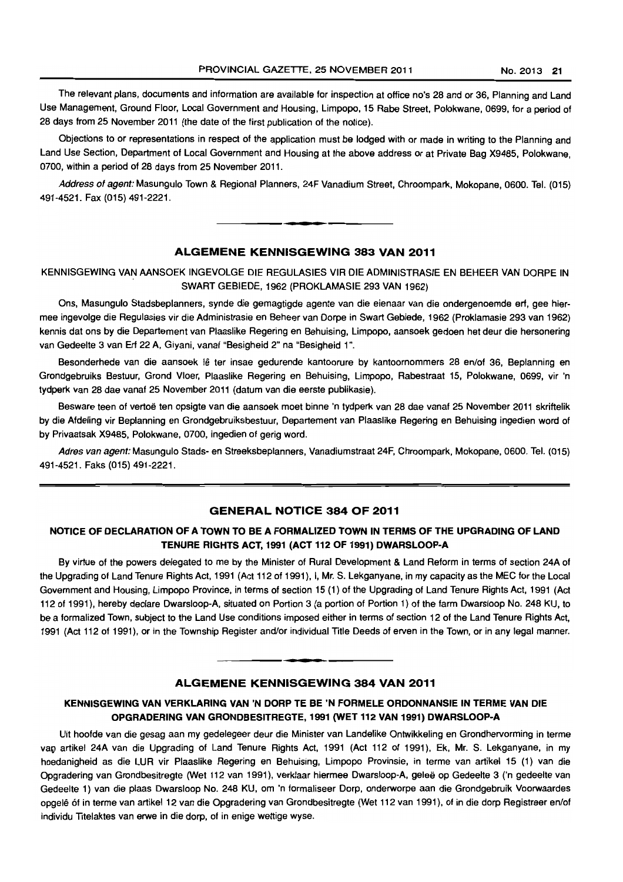The relevant plans, documents and information are available for inspection at office no's 28 and or 36, Planning and Land Use Management, Ground Floor, Local Government and Housing, Limpopo, 15 Rabe Street, Polokwane, 0699, for a period of 28 days from 25 November 2011 (the date of the first publication of the notice).

Objections to or representations in respect of the application must be lodged with or made in writing to the Planning and Land Use Section, Department of Local Government and Housing at the above address or at Private Bag X9485, Polokwane, 0700, within a period of 28 days from 25 November 2011.

*Address of agent:* Masungulo Town & Regional Planners, 24F Vanadium Street, Chroompark, Mokopane, 0600. Tel. (015) 491-4521. Fax (015) 491-2221.

## ALGEMENE KENNISGEWING 383 VAN 2011

KENNISGEWING VAN AANSOEK INGEVOLGE DIE REGULASIES VIR DIE ADMINISTRASIE EN BEHEER VAN DORPE IN SWART GEBIEDE, 1962 (PROKLAMASIE 293 VAN 1962)

Ons, Masungulo Stadsbeplanners, synde die gemagtigde agente van die eienaar van die ondergenoemde erf, gee hiermee ingevolge die Regulasies vir die Administrasie en Beheer van Dorpe in Swart Gebiede, 1962 (Proklamasie 293 van 1962) kennis dat ons by die Departement van Plaaslike Regering en Behuising, Limpopo, aansoek gedoen het deur die hersonering van Gedeelte 3 van Erf 22 A, Giyani, vanaf "Besigheid 2" na "Besigheid 1".

Besonderhede van die aansoek lê ter insae gedurende kantoorure by kantoornommers 28 en/of 36, Beplanning en Grondgebruiks Bestuur, Grond Vloer, Plaaslike Regering en Behuising, Limpopo, Rabestraat 15, Polokwane, 0699, vir 'n tydperk van 28 dae vanaf 25 November 2011 (datum van die eerste publikasie).

Besware teen of vertoë ten opsigte van die aansoek moet binne 'n tydperk van 28 dae vanaf 25 November 2011 skriftelik by die Afdeling vir Beplanning en Grondgebruiksbestuur, Departement van Plaaslike Regering en Behuising ingedien word of by Privaatsak X9485, Polokwane, 0700, ingedien of gerig word.

*Adres van agent:* Masungulo Stads- en Streeksbeplanners, Vanadiumstraat 24F, Chroompark, Mokopane, 0600. Tel. (015) 491-4521. Faks (015) 491-2221.

## GENERAL NOTICE 384 OF 2011

### NOTICE OF DECLARATION OF A TOWN TO BE A FORMALIZED TOWN IN TERMS OF THE UPGRADING OF LAND TENURE RIGHTS ACT, 1991 (ACT 112 OF 1991) DWARSLOOP-A

By virtue of the powers delegated to me by the Minister of Rural Development & Land Reform in terms of section 24A of the Upgrading of Land Tenure Rights Act, 1991 (Act 112 of 1991), I, Mr. S. Lekganyane, in my capacity as the MEC for the Local Government and Housing, Limpopo Province, in terms of section 15 (1) of the Upgrading of Land Tenure Rights Act, 1991 (Act 112 of 1991), hereby declare Dwarsloop-A, situated on Portion 3 (a portion of Portion 1) of the farm Dwarsloop No. 248 KU, to be a formalized Town, subject to the Land Use conditions imposed either in terms of section 12 of the Land Tenure Rights Act, 1991 (Act 112 of 1991), or in the Township Register and/or individual Title Deeds of erven in the Town, or in any legal manner.

## ALGEMENE KENNISGEWING 384 VAN 2011

### KENNISGEWING VAN VERKLARING VAN 'N DORP TE BE 'N FORMELE ORDONNANSIE IN TERME VAN DIE OPGRADERING VAN GRONDBESITREGTE, 1991 (WET 112 VAN 1991) DWARSLOOP-A

Uit hoofde van die gesag aan my gedelegeer deur die Minister van Landelike Ontwikkeling en Grondhervorming in terme van artikel 24A van die Upgrading of Land Tenure Rights Act, 1991 (Act 112 of 1991), Ek, Mr. S. Lekganyane, in my hoedanigheid as die LUR vir Plaaslike Regering en Behuising, Limpopo Provinsie, in terme van artikel 15 (1) van die Opgradering van Grondbesitregte (Wet 112 van 1991), verklaar hiermee Dwarsloop-A, geleë op Gedeelte 3 ('n gedeelte van Gedeelte 1) van die plaas Dwarsloop No. 248 KU, om 'n formaliseer Dorp, onderworpe aan die Grondgebruik Voorwaardes opgelê óf in terme van artikel 12 van die Opgradering van Grondbesitregte (Wet 112 van 1991), of in die dorp Registraer en/of individu Titelaktes van erwe in die dorp, of in enige wettige wyse.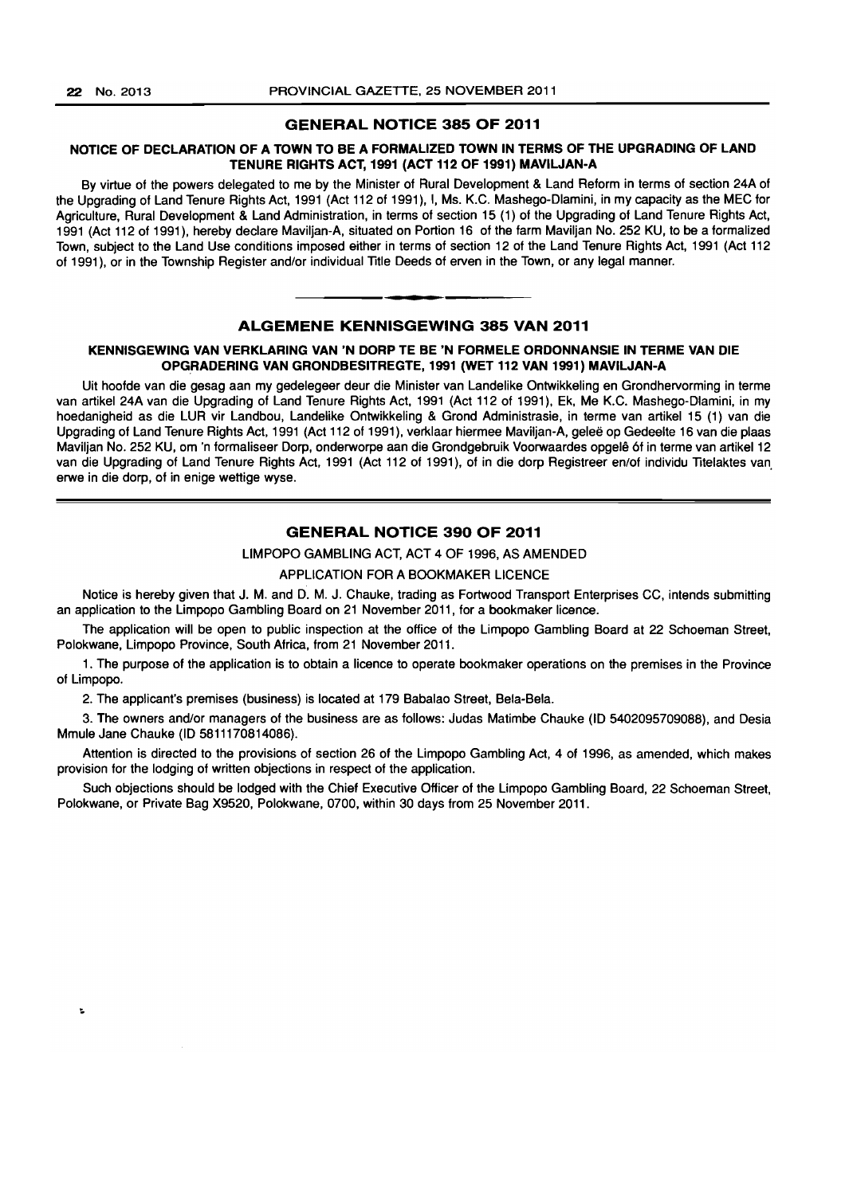## GENERAL NOTICE 385 OF 2011

### NOTICE OF DECLARATION OF A TOWN TO BE A FORMALIZED TOWN IN TERMS OF THE UPGRADING OF LAND TENURE RIGHTS ACT, 1991 (ACT 112 OF 1991) MAVILJAN-A

By virtue of the powers delegated to me by the Minister of Rural Development & Land Reform in terms of section 24A of the Upgrading of Land Tenure Rights Act, 1991 (Act 112 of 1991), I, Ms. K.C. Mashego-Dlamini, in my capacity as the MEC for Agriculture, Rural Development & Land Administration, in terms of section 15 (1) of the Upgrading of Land Tenure Rights Act, 1991 (Act 112 of 1991), hereby declare Maviljan-A, situated on Portion 16 of the farm Maviljan No. 252 KU, to be a formalized Town, subject to the Land Use conditions imposed either in terms of section 12 of the Land Tenure Rights Act, 1991 (Act 112 of 1991), or in the Township Register and/or individual Title Deeds of erven in the Town, or any legal manner.

## ALGEMENE KENNISGEWING 385 VAN 2011

### KENNISGEWING VAN VERKLARING VAN 'N DORP TE BE 'N FORMELE ORDONNANSIE IN TERME VAN DIE OPGRADERING VAN GRONDBESITREGTE, 1991 (WET 112 VAN 1991) MAVILJAN-A

Uit hoofde van die gesag aan my gedelegeer deur die Minister van Landelike Ontwikkeling en Grondhervorming in terme van artikel 24A van die Upgrading of Land Tenure Rights Act, 1991 (Act 112 of 1991), Ek, Me K.C. Mashego-Dlamini, in my hoedanigheid as die LUR vir Landbou, Landelike Ontwikkeling & Grond Administrasie, in terme van artikel 15 (1) van die Upgrading of Land Tenure Rights Act, 1991 (Act 112 of 1991), verklaar hiermee Maviljan-A, geleë op Gedeelte 16 van die plaas Maviljan No. 252 KU, om 'n formaliseer Dorp, onderworpe aan die Grondgebruik Voorwaardes opgelê óf in terme van artikel 12 van die Upgrading of Land Tenure Rights Act, 1991 (Act 112 of 1991), of in die dorp Registreer en/of individu Titelaktes van erwe in die dorp, of in enige wettige wyse.

## GENERAL NOTICE 390 OF 2011

LIMPOPO GAMBLING ACT, ACT 4 OF 1996, AS AMENDED

APPLICATION FOR A BOOKMAKER LICENCE

Notice is hereby given that J. M. and D. M. J. Chauke, trading as Fortwood Transport Enterprises CC, intends submitting an application to the Limpopo Gambling Board on 21 November 2011, for a bookmaker licence.

The application will be open to public inspection at the office of the Limpopo Gambling Board at 22 Schoeman Street, Polokwane, Limpopo Province, South Africa, from 21 November 2011.

1. The purpose of the application is to obtain a licence to operate bookmaker operations on the premises in the Province of Limpopo.

2. The applicant's premises (business) is located at 179 Babalao Street, Bela-Bela.

3. The owners and/or managers of the business are as follows: Judas Matimbe Chauke (ID 5402095709088), and Desia Mmule Jane Chauke (ID 5811170814086).

Attention is directed to the provisions of section 26 of the Limpopo Gambling Act, 4 of 1996, as amended, which makes provision for the lodging of written objections in respect of the application.

Such objections should be lodged with the Chief Executive Officer of the Limpopo Gambling Board, 22 Schoeman Street, Polokwane, or Private Bag X9520, Polokwane, 0700, within 30 days from 25 November 2011.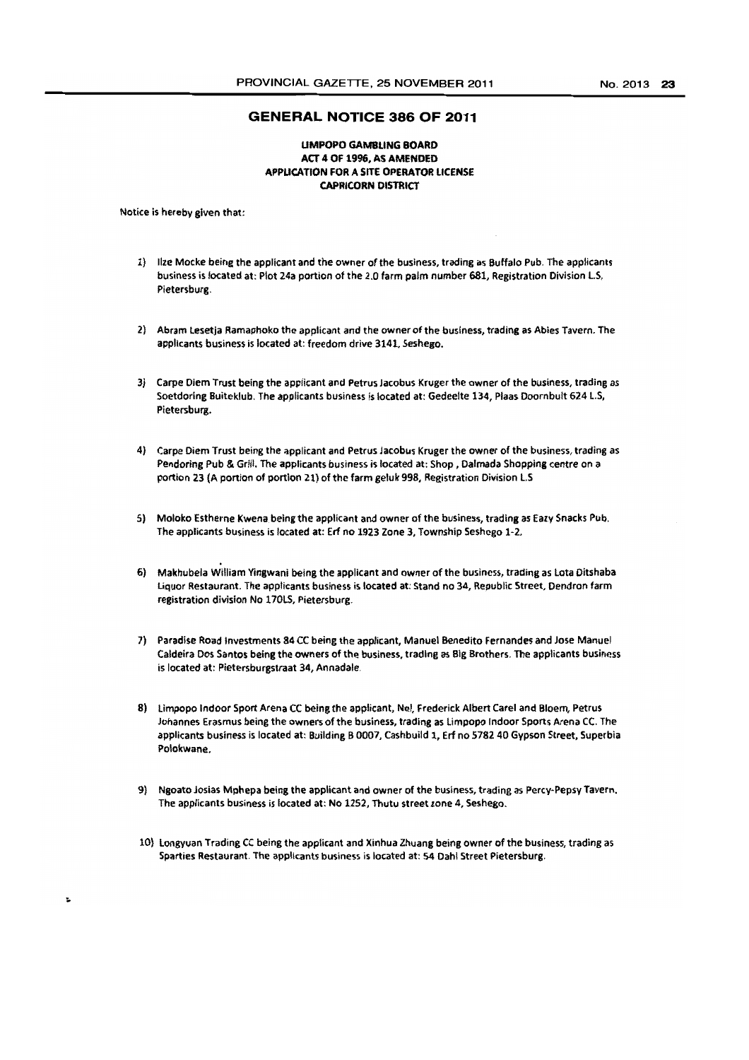## GENERAL NOTICE 386 OF 2011

**LIMPOPO GAMBLING BOARD**
**ACT 4 OF 1996, AS AMENDED**
**APPLICATION FOR A SITE OPERATOR LICENSE**
**CAPRICORN DISTRICT**

Notice is hereby given that:

1) Ilze Mocke being the applicant and the owner of the business, trading as Buffalo Pub. The applicants business is located at: Plot 24a portion of the 2.0 farm palm number 681, Registration Division L.S, Pietersburg.

2) Abram Lesetja Ramaphoko the applicant and the owner of the business, trading as Abies Tavern. The applicants business is located at: freedom drive 3141, Seshego.

3) Carpe Diem Trust being the applicant and Petrus Jacobus Kruger the owner of the business, trading as Soetdoring Buiteklub. The applicants business is located at: Gedeelte 134, Plaas Doornbult 624 L.S, Pietersburg.

4) Carpe Diem Trust being the applicant and Petrus Jacobus Kruger the owner of the business, trading as Pendoring Pub & Grill. The applicants business is located at: Shop , Dalmada Shopping centre on a portion 23 (A portion of portion 21) of the farm geluk 998, Registration Division L.S

5) Moloko Estherne Kwena being the applicant and owner of the business, trading as Eazy Snacks Pub. The applicants business is located at: Erf no 1923 Zone 3, Township Seshego 1-2.

6) Makhubela William Yingwani being the applicant and owner of the business, trading as Lota Ditshaba Liquor Restaurant. The applicants business is located at: Stand no 34, Republic Street, Dendron farm registration division No 170LS, Pietersburg.

7) Paradise Road Investments 84 CC being the applicant, Manuel Benedito Fernandes and Jose Manuel Caldeira Dos Santos being the owners of the business, trading as Big Brothers. The applicants business is located at: Pietersburgstraat 34, Annadale.

8) Limpopo Indoor Sport Arena CC being the applicant, Nel, Frederick Albert Carel and Bloem, Petrus Johannes Erasmus being the owners of the business, trading as Limpopo Indoor Sports Arena CC. The applicants business is located at: Building B 0007, Cashbuild 1, Erf no 5782 40 Gypson Street, Superbia Polokwane.

9) Ngoato Josias Mphepa being the applicant and owner of the business, trading as Percy-Pepsy Tavern. The applicants business is located at: No 1252, Thutu street zone 4, Seshego.

10) Longyuan Trading CC being the applicant and Xinhua Zhuang being owner of the business, trading as Sparties Restaurant. The applicants business is located at: 54 Dahl Street Pietersburg.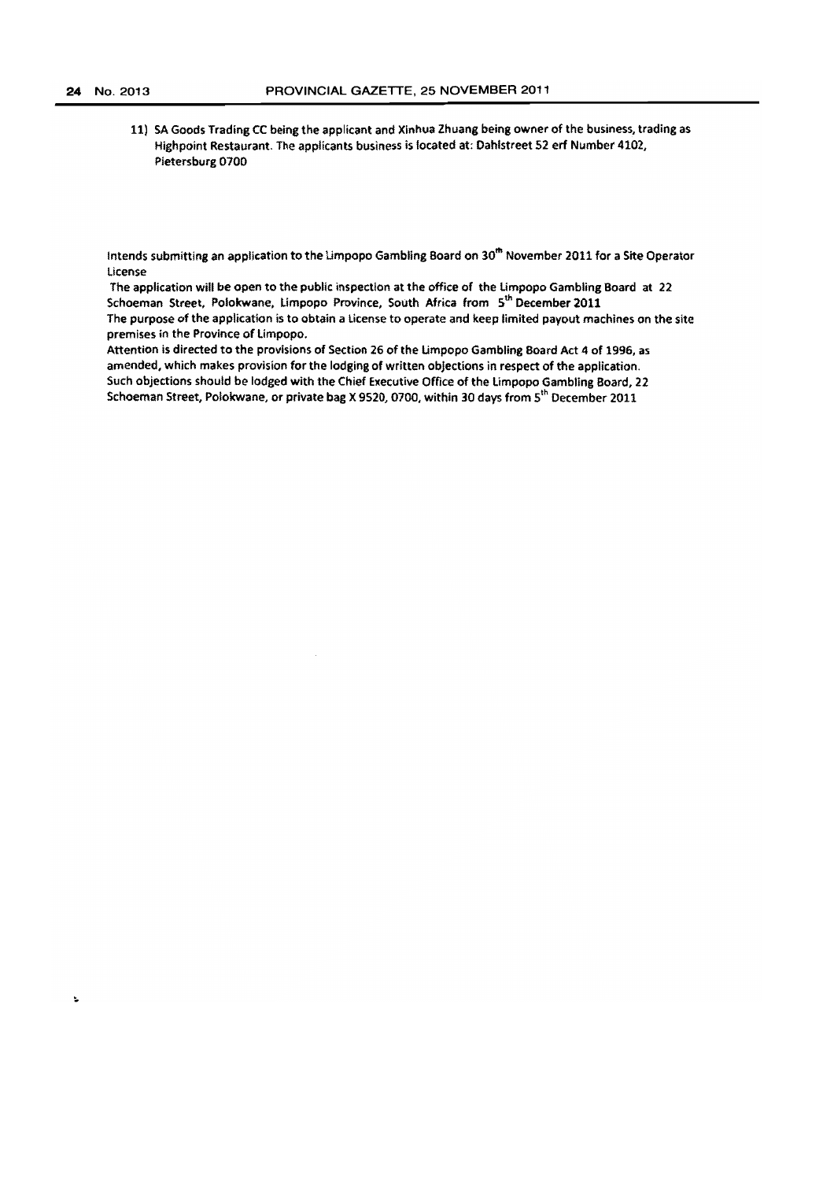11) SA Goods Trading CC being the applicant and Xinhua Zhuang being owner of the business, trading as Highpoint Restaurant. The applicants business is located at: Dahlstreet 52 erf Number 4102, Pietersburg 0700

Intends submitting an application to the Limpopo Gambling Board on 30th November 2011 for a Site Operator License

The application will be open to the public inspection at the office of the Limpopo Gambling Board at 22 Schoeman Street, Polokwane, Limpopo Province, South Africa from 5th December 2011

The purpose of the application is to obtain a License to operate and keep limited payout machines on the site premises in the Province of Limpopo.

Attention is directed to the provisions of Section 26 of the Limpopo Gambling Board Act 4 of 1996, as amended, which makes provision for the lodging of written objections in respect of the application.

Such objections should be lodged with the Chief Executive Office of the Limpopo Gambling Board, 22 Schoeman Street, Polokwane, or private bag X 9520, 0700, within 30 days from 5th December 2011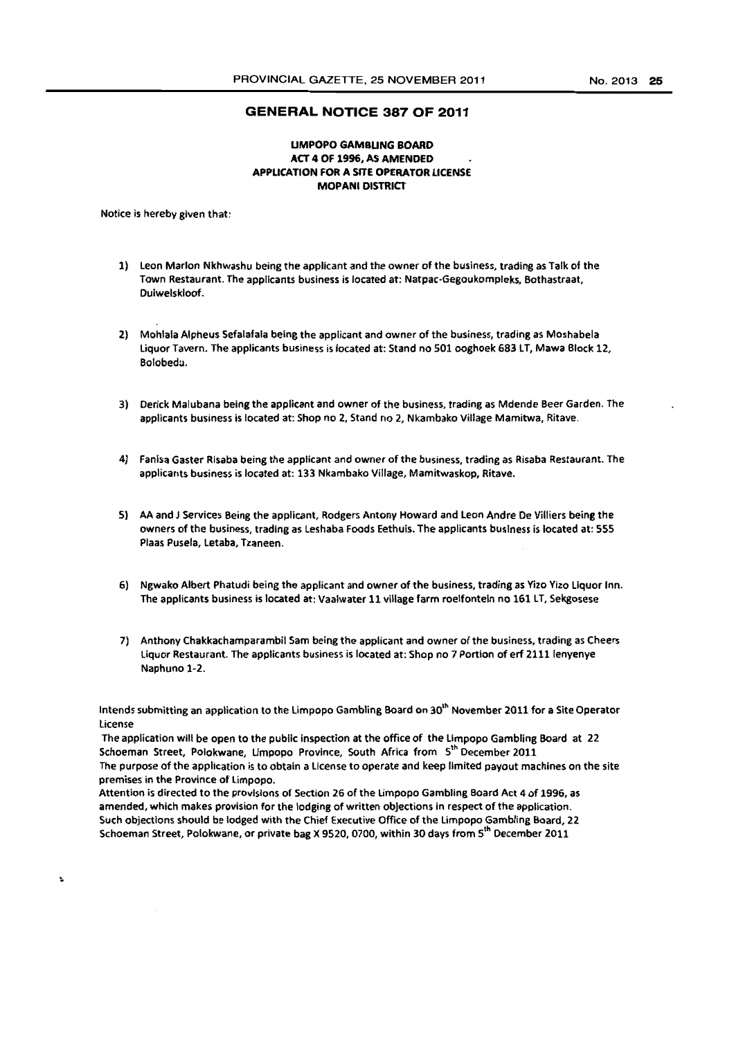## GENERAL NOTICE 387 OF 2011

**LIMPOPO GAMBLING BOARD**
**ACT 4 OF 1996, AS AMENDED**
**APPLICATION FOR A SITE OPERATOR LICENSE**
**MOPANI DISTRICT**

Notice is hereby given that:

1) Leon Marlon Nkhwashu being the applicant and the owner of the business, trading as Talk of the Town Restaurant. The applicants business is located at: Natpac-Gegoukompleks, Bothastraat, Duiwelskloof.

2) Mohlala Alpheus Sefalafala being the applicant and owner of the business, trading as Moshabela Liquor Tavern. The applicants business is located at: Stand no 501 ooghoek 683 LT, Mawa Block 12, Bolobedu.

3) Derick Malubana being the applicant and owner of the business, trading as Mdende Beer Garden. The applicants business is located at: Shop no 2, Stand no 2, Nkambako Village Mamitwa, Ritave.

4) Fanisa Gaster Risaba being the applicant and owner of the business, trading as Risaba Restaurant. The applicants business is located at: 133 Nkambako Village, Mamitwaskop, Ritave.

5) AA and J Services Being the applicant, Rodgers Antony Howard and Leon Andre De Villiers being the owners of the business, trading as Leshaba Foods Eethuis. The applicants business is located at: 555 Plaas Pusela, Letaba, Tzaneen.

6) Ngwako Albert Phatudi being the applicant and owner of the business, trading as Yizo Yizo Liquor Inn. The applicants business is located at: Vaalwater 11 village farm roelfontein no 161 LT, Sekgosese

7) Anthony Chakkachamparambil Sam being the applicant and owner of the business, trading as Cheers Liquor Restaurant. The applicants business is located at: Shop no 7 Portion of erf 2111 lenyenye Naphuno 1-2.

Intends submitting an application to the Limpopo Gambling Board on 30th November 2011 for a Site Operator License

The application will be open to the public inspection at the office of the Limpopo Gambling Board at 22 Schoeman Street, Polokwane, Limpopo Province, South Africa from 5th December 2011

The purpose of the application is to obtain a License to operate and keep limited payout machines on the site premises in the Province of Limpopo.

Attention is directed to the provisions of Section 26 of the Limpopo Gambling Board Act 4 of 1996, as amended, which makes provision for the lodging of written objections in respect of the application.

Such objections should be lodged with the Chief Executive Office of the Limpopo Gambling Board, 22 Schoeman Street, Polokwane, or private bag X 9520, 0700, within 30 days from 5th December 2011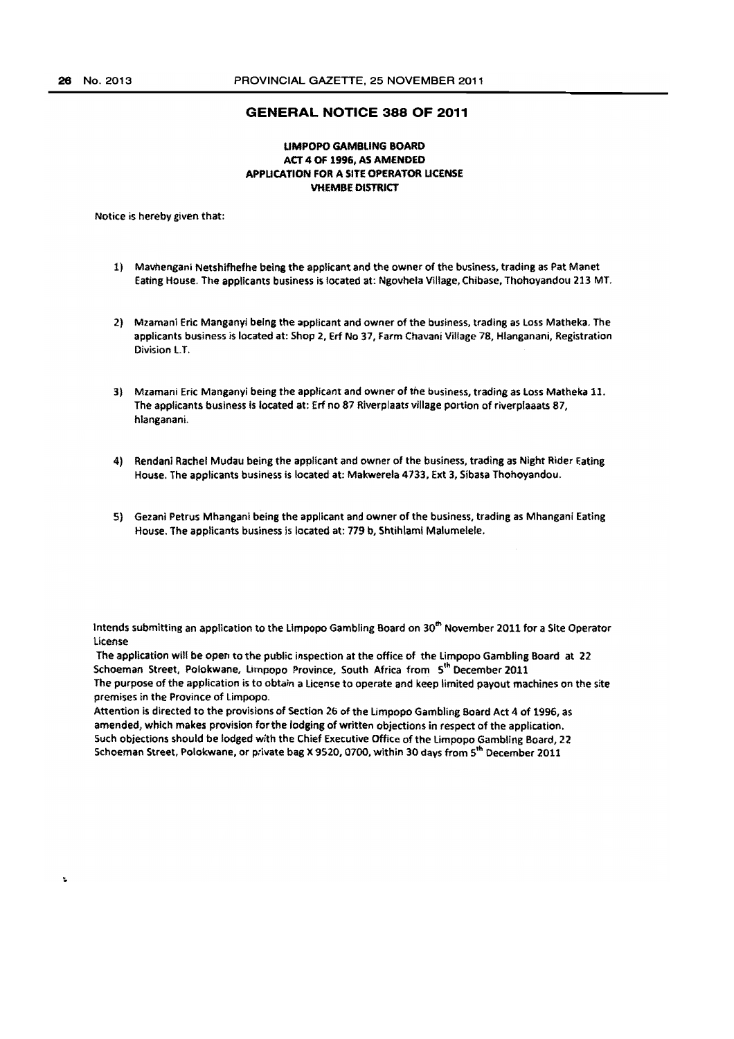## GENERAL NOTICE 388 OF 2011

**LIMPOPO GAMBLING BOARD**
**ACT 4 OF 1996, AS AMENDED**
**APPLICATION FOR A SITE OPERATOR LICENSE**
**VHEMBE DISTRICT**

Notice is hereby given that:

1) Mavhengani Netshifhefhe being the applicant and the owner of the business, trading as Pat Manet Eating House. The applicants business is located at: Ngovhela Village, Chibase, Thohoyandou 213 MT.

2) Mzamani Eric Manganyi being the applicant and owner of the business, trading as Loss Matheka. The applicants business is located at: Shop 2, Erf No 37, Farm Chavani Village 78, Hlanganani, Registration Division L.T.

3) Mzamani Eric Manganyi being the applicant and owner of the business, trading as Loss Matheka 11. The applicants business is located at: Erf no 87 Riverplaats village portion of riverplaaats 87, hlanganani.

4) Rendani Rachel Mudau being the applicant and owner of the business, trading as Night Rider Eating House. The applicants business is located at: Makwerela 4733, Ext 3, Sibasa Thohoyandou.

5) Gezani Petrus Mhangani being the applicant and owner of the business, trading as Mhangani Eating House. The applicants business is located at: 779 b, Shtihlami Malumelele.

Intends submitting an application to the Limpopo Gambling Board on 30th November 2011 for a Site Operator License

The application will be open to the public inspection at the office of the Limpopo Gambling Board at 22 Schoeman Street, Polokwane, Limpopo Province, South Africa from 5th December 2011

The purpose of the application is to obtain a License to operate and keep limited payout machines on the site premises in the Province of Limpopo.

Attention is directed to the provisions of Section 26 of the Limpopo Gambling Board Act 4 of 1996, as amended, which makes provision for the lodging of written objections in respect of the application.

Such objections should be lodged with the Chief Executive Office of the Limpopo Gambling Board, 22 Schoeman Street, Polokwane, or private bag X 9520, 0700, within 30 days from 5th December 2011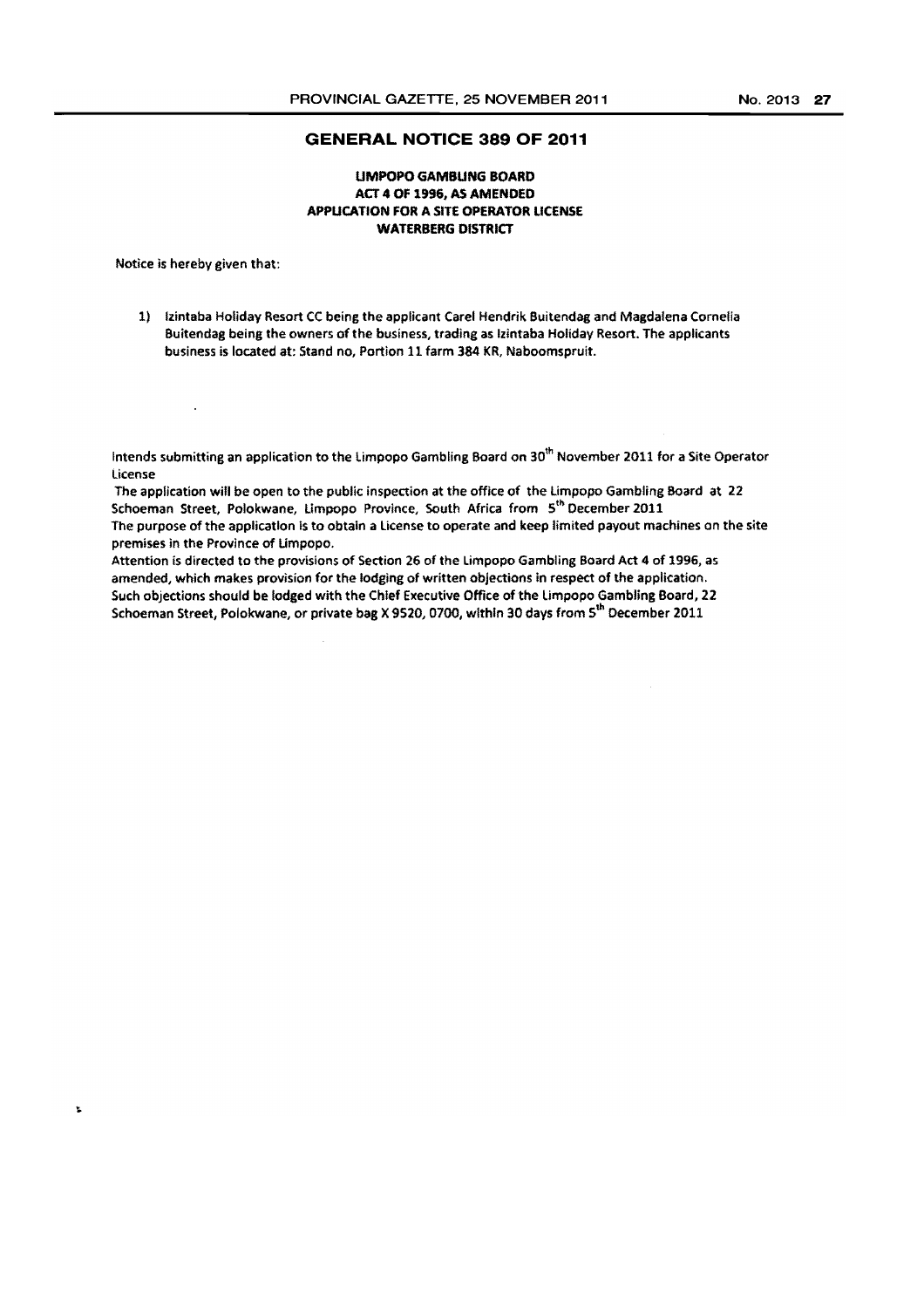## GENERAL NOTICE 389 OF 2011

**LIMPOPO GAMBLING BOARD**
**ACT 4 OF 1996, AS AMENDED**
**APPLICATION FOR A SITE OPERATOR LICENSE**
**WATERBERG DISTRICT**

Notice is hereby given that:

1) Izintaba Holiday Resort CC being the applicant Carel Hendrik Buitendag and Magdalena Cornelia Buitendag being the owners of the business, trading as Izintaba Holiday Resort. The applicants business is located at: Stand no, Portion 11 farm 384 KR, Naboomspruit.

Intends submitting an application to the Limpopo Gambling Board on 30th November 2011 for a Site Operator License

The application will be open to the public inspection at the office of the Limpopo Gambling Board at 22 Schoeman Street, Polokwane, Limpopo Province, South Africa from 5th December 2011

The purpose of the application is to obtain a License to operate and keep limited payout machines on the site premises in the Province of Limpopo.

Attention is directed to the provisions of Section 26 of the Limpopo Gambling Board Act 4 of 1996, as amended, which makes provision for the lodging of written objections in respect of the application.

Such objections should be lodged with the Chief Executive Office of the Limpopo Gambling Board, 22 Schoeman Street, Polokwane, or private bag X 9520, 0700, within 30 days from 5th December 2011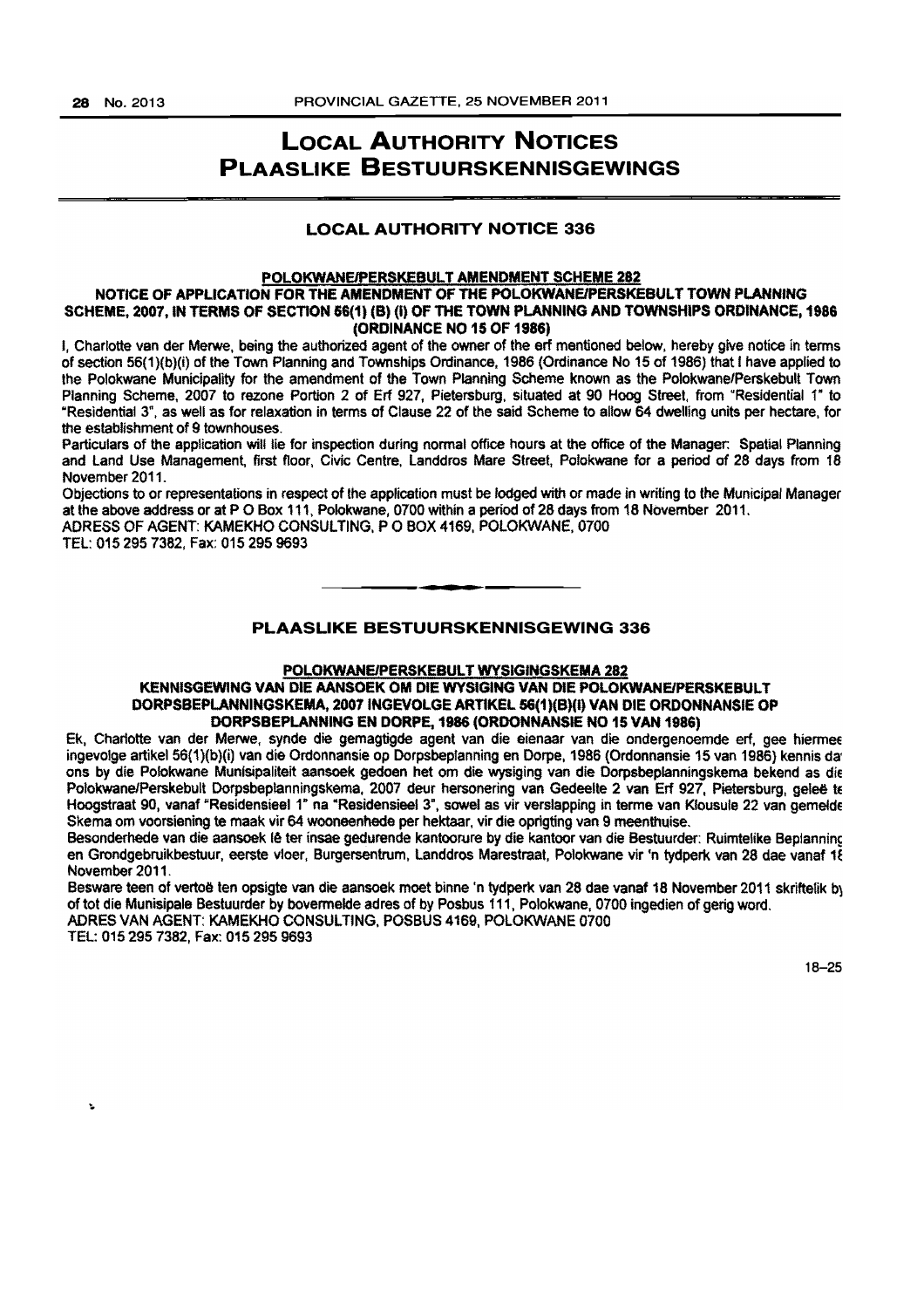# LOCAL AUTHORITY NOTICES
# PLAASLIKE BESTUURSKENNISGEWINGS

## LOCAL AUTHORITY NOTICE 336

**POLOKWANE/PERSKEBULT AMENDMENT SCHEME 282**

**NOTICE OF APPLICATION FOR THE AMENDMENT OF THE POLOKWANE/PERSKEBULT TOWN PLANNING SCHEME, 2007, IN TERMS OF SECTION 56(1) (B) (I) OF THE TOWN PLANNING AND TOWNSHIPS ORDINANCE, 1986 (ORDINANCE NO 15 OF 1986)**

I, Charlotte van der Merwe, being the authorized agent of the owner of the erf mentioned below, hereby give notice in terms of section 56(1)(b)(i) of the Town Planning and Townships Ordinance, 1986 (Ordinance No 15 of 1986) that I have applied to the Polokwane Municipality for the amendment of the Town Planning Scheme known as the Polokwane/Perskebult Town Planning Scheme, 2007 to rezone Portion 2 of Erf 927, Pietersburg, situated at 90 Hoog Street, from "Residential 1" to "Residential 3", as well as for relaxation in terms of Clause 22 of the said Scheme to allow 64 dwelling units per hectare, for the establishment of 9 townhouses.

Particulars of the application will lie for inspection during normal office hours at the office of the Manager: Spatial Planning and Land Use Management, first floor, Civic Centre, Landdros Mare Street, Polokwane for a period of 28 days from 18 November 2011.

Objections to or representations in respect of the application must be lodged with or made in writing to the Municipal Manager at the above address or at P O Box 111, Polokwane, 0700 within a period of 28 days from 18 November 2011.

ADRESS OF AGENT: KAMEKHO CONSULTING, P O BOX 4169, POLOKWANE, 0700

TEL: 015 295 7382, Fax: 015 295 9693

## PLAASLIKE BESTUURSKENNISGEWING 336

**POLOKWANE/PERSKEBULT WYSIGINGSKEMA 282**

**KENNISGEWING VAN DIE AANSOEK OM DIE WYSIGING VAN DIE POLOKWANE/PERSKEBULT DORPSBEPLANNINGSKEMA, 2007 INGEVOLGE ARTIKEL 56(1)(B)(I) VAN DIE ORDONNANSIE OP DORPSBEPLANNING EN DORPE, 1986 (ORDONNANSIE NO 15 VAN 1986)**

Ek, Charlotte van der Merwe, synde die gemagtigde agent van die eienaar van die ondergenoemde erf, gee hiermee ingevolge artikel 56(1)(b)(i) van die Ordonnansie op Dorpsbeplanning en Dorpe, 1986 (Ordonnansie 15 van 1986) kennis dat ons by die Polokwane Munisipaliteit aansoek gedoen het om die wysiging van die Dorpsbeplanningskema bekend as die Polokwane/Perskebult Dorpsbeplanningskema, 2007 deur hersonering van Gedeelte 2 van Erf 927, Pietersburg, geleë te Hoogstraat 90, vanaf "Residensieel 1" na "Residensieel 3", sowel as vir verslapping in terme van Klousule 22 van gemelde Skema om voorsiening te maak vir 64 wooneenhede per hektaar, vir die oprigting van 9 meenthuise.

Besonderhede van die aansoek lê ter insae gedurende kantoorure by die kantoor van die Bestuurder: Ruimtelike Beplanning en Grondgebruikbestuur, eerste vloer, Burgersentrum, Landdros Marestraat, Polokwane vir 'n tydperk van 28 dae vanaf 18 November 2011.

Besware teen of vertoë ten opsigte van die aansoek moet binne 'n tydperk van 28 dae vanaf 18 November 2011 skriftelik by of tot die Munisipale Bestuurder by bovermelde adres of by Posbus 111, Polokwane, 0700 ingedien of gerig word.

ADRES VAN AGENT: KAMEKHO CONSULTING, POSBUS 4169, POLOKWANE 0700

TEL: 015 295 7382, Fax: 015 295 9693

18–25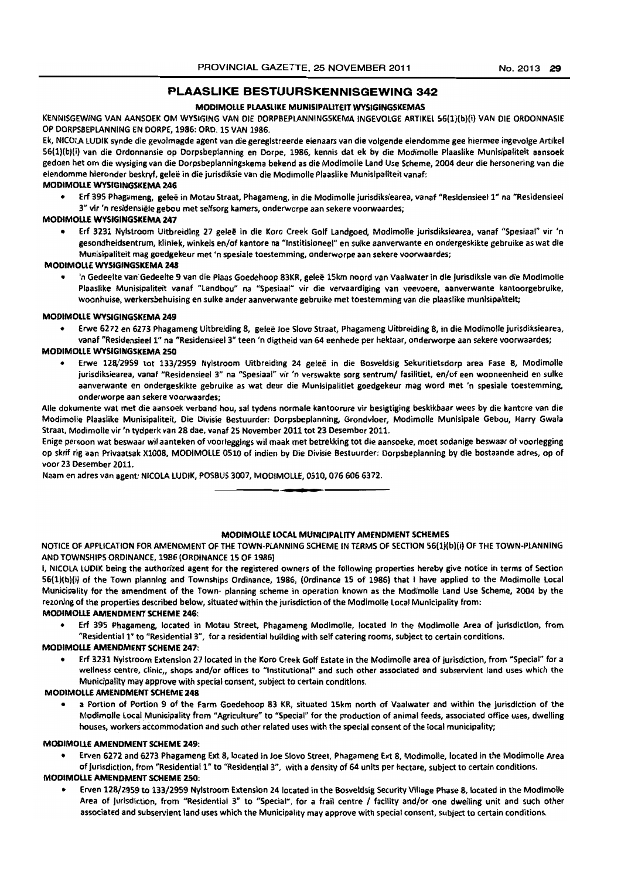# PLAASLIKE BESTUURSKENNISGEWING 342

**MODIMOLLE PLAASLIKE MUNISIPALITEIT WYSIGINGSKEMAS**

KENNISGEWING VAN AANSOEK OM WYSIGING VAN DIE DORPBEPLANNINGSKEMA INGEVOLGE ARTIKEL 56(1)(b)(i) VAN DIE ORDONNANSIE OP DORPSBEPLANNING EN DORPE, 1986: ORD. 15 VAN 1986.

Ek, NICOLA LUDIK synde die gevolmagde agent van die geregistreerde eienaars van die volgende eiendomme gee hiermee ingevolge Artikel 56(1)(b)(i) van die Ordonnansie op Dorpsbeplanning en Dorpe, 1986, kennis dat ek by die Modimolle Plaaslike Munisipaliteit aansoek gedoen het om die wysiging van die Dorpsbeplanningskema bekend as die Modimolle Land Use Scheme, 2004 deur die hersonering van die eiendomme hieronder beskryf, geleë in die jurisdiksie van die Modimolle Plaaslike Munisipaliteit vanaf:

**MODIMOLLE WYSIGINGSKEMA 246**

- Erf 395 Phagameng, geleë in Motau Straat, Phagameng, in die Modimolle jurisdiksiearea, vanaf "Residensieel 1" na "Residensieel 3" vir 'n residensiële gebou met selfsorg kamers, onderworpe aan sekere voorwaardes;

**MODIMOLLE WYSIGINGSKEMA 247**

- Erf 3231 Nylstroom Uitbreiding 27 geleë in die Koro Creek Golf Landgoed, Modimolle jurisdiksiearea, vanaf "Spesiaal" vir 'n gesondheidsentrum, kliniek, winkels en/of kantore na "Institisioneel" en sulke aanverwante en ondergeskikte gebruike as wat die Munisipaliteit mag goedgekeur met 'n spesiale toestemming, onderworpe aan sekere voorwaardes;

**MODIMOLLE WYSIGINGSKEMA 248**

- 'n Gedeelte van Gedeelte 9 van die Plaas Goedehoop 83KR, geleë 15km noord van Vaalwater in die jurisdiksie van die Modimolle Plaaslike Munisipaliteit vanaf "Landbou" na "Spesiaal" vir die vervaardiging van veevoere, aanverwante kantoorgebruike, woonhuise, werkersbehuising en sulke ander aanverwante gebruike met toestemming van die plaaslike munisipaliteit;

**MODIMOLLE WYSIGINGSKEMA 249**

- Erwe 6272 en 6273 Phagameng Uitbreiding 8, geleë Joe Slovo Straat, Phagameng Uitbreiding 8, in die Modimolle jurisdiksiearea, vanaf "Residensieel 1" na "Residensieel 3" teen 'n digtheid van 64 eenhede per hektaar, onderworpe aan sekere voorwaardes;

**MODIMOLLE WYSIGINGSKEMA 250**

- Erwe 128/2959 tot 133/2959 Nylstroom Uitbreiding 24 geleë in die Bosveldsig Sekuritietsdorp area Fase 8, Modimolle jurisdiksiearea, vanaf "Residensieel 3" na "Spesiaal" vir 'n verswakte sorg sentrum/ fasiliteit, en/of een wooneenheid en sulke aanverwante en ondergeskikte gebruike as wat deur die Munisipalitiet goedgekeur mag word met 'n spesiale toestemming, onderworpe aan sekere voorwaardes;

Alle dokumente wat met die aansoek verband hou, sal tydens normale kantoorure vir besigtiging beskikbaar wees by die kantore van die Modimolle Plaaslike Munisipaliteit, Die Divisie Bestuurder: Dorpsbeplanning, Grondvloer, Modimolle Munisipale Gebou, Harry Gwala Straat, Modimolle vir 'n tydperk van 28 dae, vanaf 25 November 2011 tot 23 Desember 2011.

Enige persoon wat beswaar wil aanteken of voorleggings wil maak met betrekking tot die aansoeke, moet sodanige beswaar of voorlegging op skrif rig aan Privaatsak X1008, MODIMOLLE 0510 of indien by Die Divisie Bestuurder: Dorpsbeplanning by die bostaande adres, op of voor 23 Desember 2011.

Naam en adres van agent: NICOLA LUDIK, POSBUS 3007, MODIMOLLE, 0510, 076 606 6372.

---

**MODIMOLLE LOCAL MUNICIPALITY AMENDMENT SCHEMES**

NOTICE OF APPLICATION FOR AMENDMENT OF THE TOWN-PLANNING SCHEME IN TERMS OF SECTION 56(1)(b)(i) OF THE TOWN-PLANNING AND TOWNSHIPS ORDINANCE, 1986 (ORDINANCE 15 OF 1986)

I, NICOLA LUDIK being the authorized agent for the registered owners of the following properties hereby give notice in terms of Section 56(1)(b)(i) of the Town planning and Townships Ordinance, 1986, (Ordinance 15 of 1986) that I have applied to the Modimolle Local Municipality for the amendment of the Town- planning scheme in operation known as the Modimolle Land Use Scheme, 2004 by the rezoning of the properties described below, situated within the jurisdiction of the Modimolle Local Municipality from:

**MODIMOLLE AMENDMENT SCHEME 246:**

- Erf 395 Phagameng, located in Motau Street, Phagameng Modimolle, located in the Modimolle Area of jurisdiction, from "Residential 1" to "Residential 3", for a residential building with self catering rooms, subject to certain conditions.

**MODIMOLLE AMENDMENT SCHEME 247:**

- Erf 3231 Nylstroom Extension 27 located in the Koro Creek Golf Estate in the Modimolle area of jurisdiction, from "Special" for a wellness centre, clinic,, shops and/or offices to "Institutional" and such other associated and subservient land uses which the Municipality may approve with special consent, subject to certain conditions.

**MODIMOLLE AMENDMENT SCHEME 248**

- a Portion of Portion 9 of the Farm Goedehoop 83 KR, situated 15km north of Vaalwater and within the jurisdiction of the Modimolle Local Municipality from "Agriculture" to "Special" for the production of animal feeds, associated office uses, dwelling houses, workers accommodation and such other related uses with the special consent of the local municipality;

**MODIMOLLE AMENDMENT SCHEME 249:**

- Erven 6272 and 6273 Phagameng Ext 8, located in Joe Slovo Street, Phagameng Ext 8, Modimolle, located in the Modimolle Area of Jurisdiction, from "Residential 1" to "Residential 3", with a density of 64 units per hectare, subject to certain conditions.

**MODIMOLLE AMENDMENT SCHEME 250:**

- Erven 128/2959 to 133/2959 Nylstroom Extension 24 located in the Bosveldsig Security Village Phase 8, located in the Modimolle Area of Jurisdiction, from "Residential 3" to "Special", for a frail centre / facility and/or one dwelling unit and such other associated and subservient land uses which the Municipality may approve with special consent, subject to certain conditions.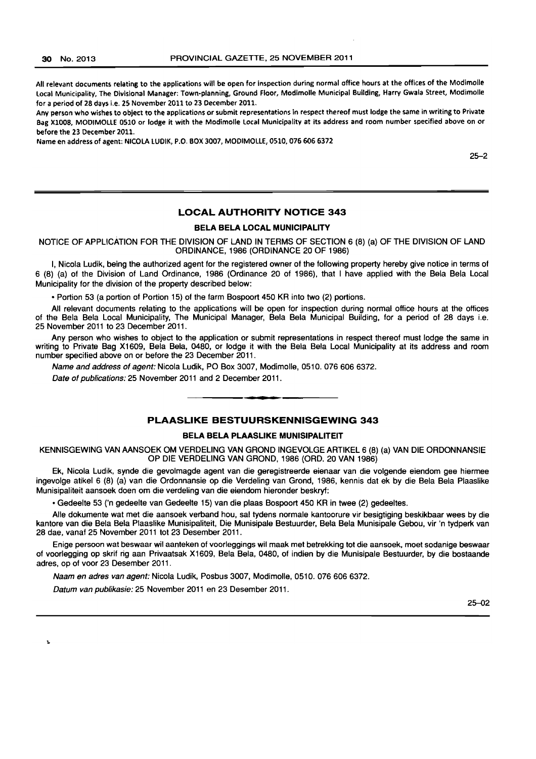All relevant documents relating to the applications will be open for inspection during normal office hours at the offices of the Modimolle Local Municipality, The Divisional Manager: Town-planning, Ground Floor, Modimolle Municipal Building, Harry Gwala Street, Modimolle for a period of 28 days i.e. 25 November 2011 to 23 December 2011.

Any person who wishes to object to the applications or submit representations in respect thereof must lodge the same in writing to Private Bag X1008, MODIMOLLE 0510 or lodge it with the Modimolle Local Municipality at its address and room number specified above on or before the 23 December 2011.

Name en address of agent: NICOLA LUDIK, P.O. BOX 3007, MODIMOLLE, 0510, 076 606 6372

25–2

## LOCAL AUTHORITY NOTICE 343

### BELA BELA LOCAL MUNICIPALITY

NOTICE OF APPLICATION FOR THE DIVISION OF LAND IN TERMS OF SECTION 6 (8) (a) OF THE DIVISION OF LAND ORDINANCE, 1986 (ORDINANCE 20 OF 1986)

I, Nicola Ludik, being the authorized agent for the registered owner of the following property hereby give notice in terms of 6 (8) (a) of the Division of Land Ordinance, 1986 (Ordinance 20 of 1986), that I have applied with the Bela Bela Local Municipality for the division of the property described below:

• Portion 53 (a portion of Portion 15) of the farm Bospoort 450 KR into two (2) portions.

All relevant documents relating to the applications will be open for inspection during normal office hours at the offices of the Bela Bela Local Municipality, The Municipal Manager, Bela Bela Municipal Building, for a period of 28 days i.e. 25 November 2011 to 23 December 2011.

Any person who wishes to object to the application or submit representations in respect thereof must lodge the same in writing to Private Bag X1609, Bela Bela, 0480, or lodge it with the Bela Bela Local Municipality at its address and room number specified above on or before the 23 December 2011.

*Name and address of agent:* Nicola Ludik, PO Box 3007, Modimolle, 0510. 076 606 6372.

*Date of publications:* 25 November 2011 and 2 December 2011.

## PLAASLIKE BESTUURSKENNISGEWING 343

### BELA BELA PLAASLIKE MUNISIPALITEIT

KENNISGEWING VAN AANSOEK OM VERDELING VAN GROND INGEVOLGE ARTIKEL 6 (8) (a) VAN DIE ORDONNANSIE OP DIE VERDELING VAN GROND, 1986 (ORD. 20 VAN 1986)

Ek, Nicola Ludik, synde die gevolmagde agent van die geregistreerde eienaar van die volgende eiendom gee hiermee ingevolge atikel 6 (8) (a) van die Ordonnansie op die Verdeling van Grond, 1986, kennis dat ek by die Bela Bela Plaaslike Munisipaliteit aansoek doen om die verdeling van die eiendom hieronder beskryf:

• Gedeelte 53 ('n gedeelte van Gedeelte 15) van die plaas Bospoort 450 KR in twee (2) gedeeltes.

Alle dokumente wat met die aansoek verband hou, sal tydens normale kantoorure vir besigtiging beskikbaar wees by die kantore van die Bela Bela Plaaslike Munisipaliteit, Die Munisipale Bestuurder, Bela Bela Munisipale Gebou, vir 'n tydperk van 28 dae, vanaf 25 November 2011 tot 23 Desember 2011.

Enige persoon wat beswaar wil aanteken of voorleggings wil maak met betrekking tot die aansoek, moet sodanige beswaar of voorlegging op skrif rig aan Privaatsak X1609, Bela Bela, 0480, of indien by die Munisipale Bestuurder, by die bostaande adres, op of voor 23 Desember 2011.

*Naam en adres van agent:* Nicola Ludik, Posbus 3007, Modimolle, 0510. 076 606 6372.

*Datum van publikasie:* 25 November 2011 en 23 Desember 2011.

25–02